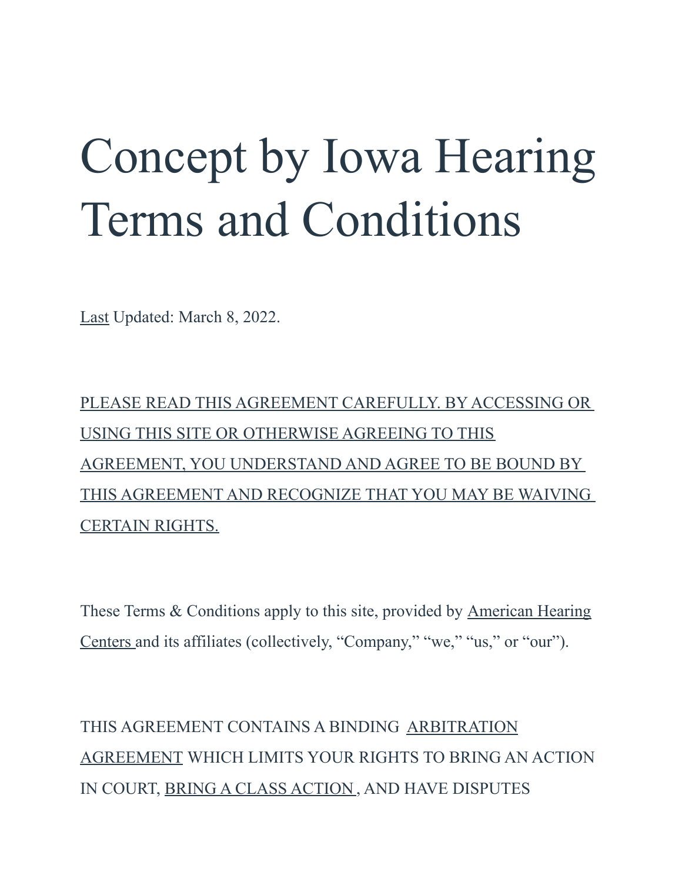# Concept by Iowa Hearing Terms and Conditions

Last Updated: March 8, 2022.

PLEASE READ THIS AGREEMENT CAREFULLY. BY ACCESSING OR USING THIS SITE OR OTHERWISE AGREEING TO THIS AGREEMENT, YOU UNDERSTAND AND AGREE TO BE BOUND BY THIS AGREEMENT AND RECOGNIZE THAT YOU MAY BE WAIVING CERTAIN RIGHTS.

These Terms & Conditions apply to this site, provided by American Hearing Centers and its affiliates (collectively, "Company," "we," "us," or "our").

THIS AGREEMENT CONTAINS A BINDING ARBITRATION AGREEMENT WHICH LIMITS YOUR RIGHTS TO BRING AN ACTION IN COURT, BRING A CLASS ACTION, AND HAVE DISPUTES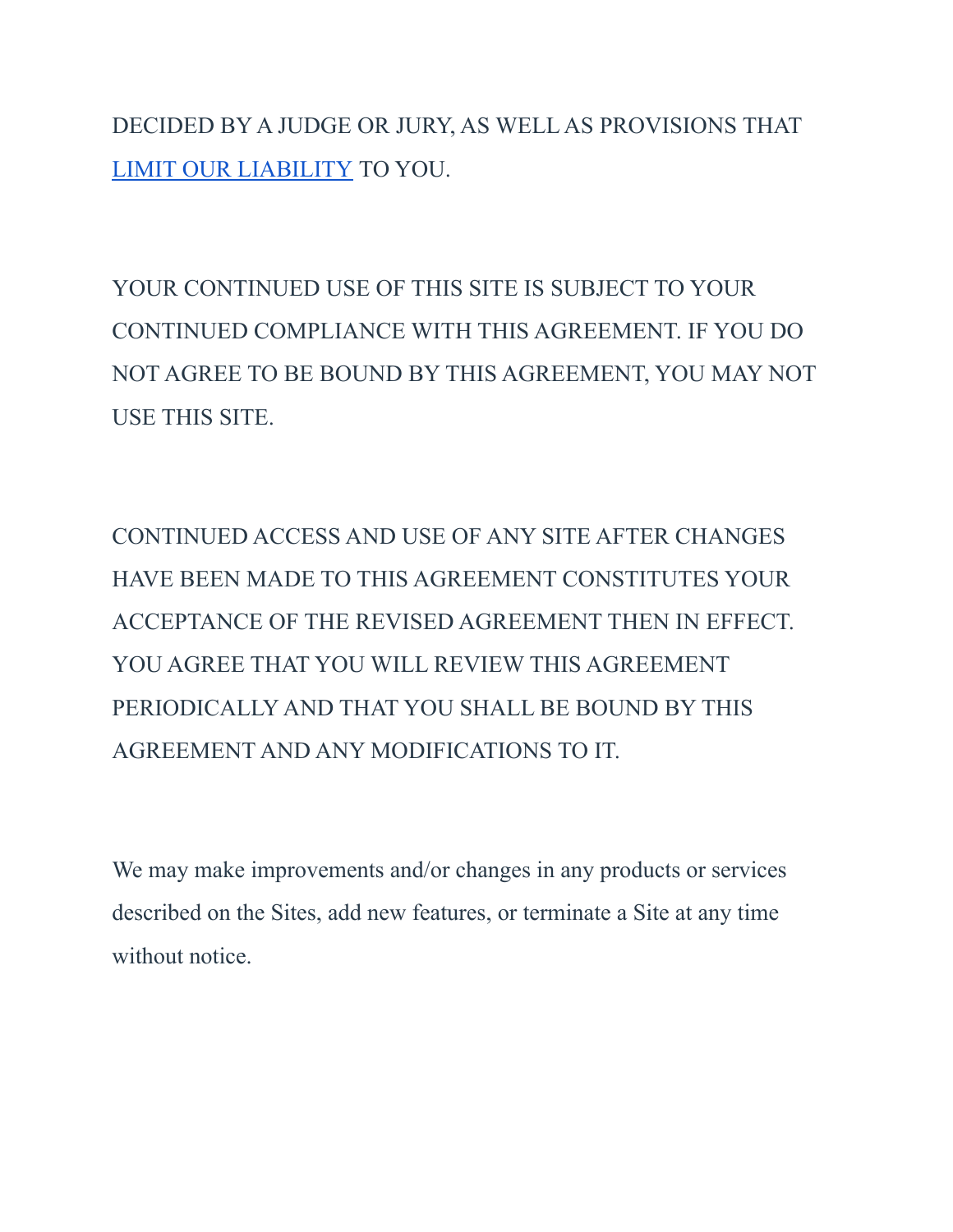DECIDED BY A JUDGE OR JURY, AS WELL AS PROVISIONS THAT LIMIT OUR LIABILITY TO YOU.

YOUR CONTINUED USE OF THIS SITE IS SUBJECT TO YOUR CONTINUED COMPLIANCE WITH THIS AGREEMENT. IF YOU DO NOT AGREE TO BE BOUND BY THIS AGREEMENT, YOU MAY NOT USE THIS SITE.

CONTINUED ACCESS AND USE OF ANY SITE AFTER CHANGES HAVE BEEN MADE TO THIS AGREEMENT CONSTITUTES YOUR ACCEPTANCE OF THE REVISED AGREEMENT THEN IN EFFECT. YOU AGREE THAT YOU WILL REVIEW THIS AGREEMENT PERIODICALLY AND THAT YOU SHALL BE BOUND BY THIS AGREEMENT AND ANY MODIFICATIONS TO IT.

We may make improvements and/or changes in any products or services described on the Sites, add new features, or terminate a Site at any time without notice.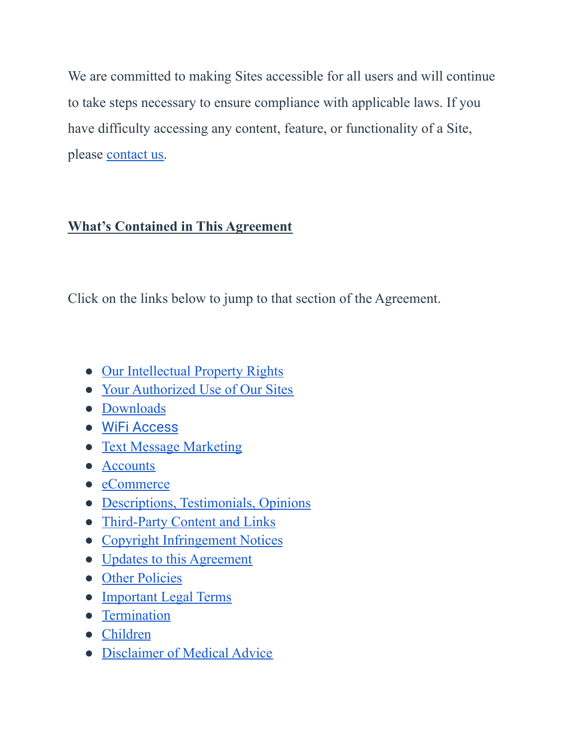We are committed to making Sites accessible for all users and will continue to take steps necessary to ensure compliance with applicable laws. If you have difficulty accessing any content, feature, or functionality of a Site, please contact us.

## What's Contained in This Agreement

Click on the links below to jump to that section of the Agreement.

- Our Intellectual Property Rights
- Your Authorized Use of Our Sites
- Downloads
- WiFi Access
- Text Message Marketing
- Accounts
- eCommerce
- Descriptions, Testimonials, Opinions
- Third-Party Content and Links
- Copyright Infringement Notices
- Updates to this Agreement
- Other Policies
- Important Legal Terms
- Termination
- Children
- Disclaimer of Medical Advice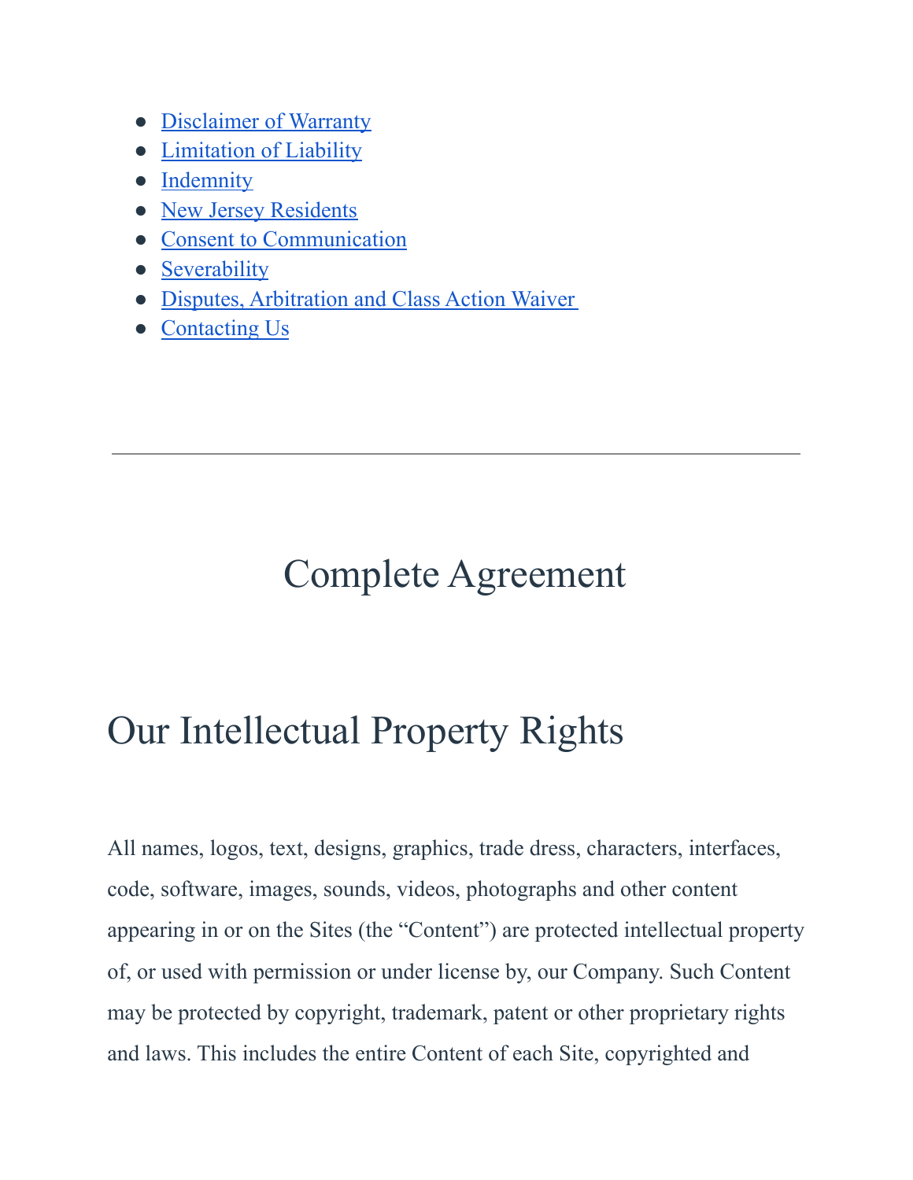- Disclaimer of Warranty
- Limitation of Liability
- Indemnity
- New Jersey Residents
- Consent to Communication
- Severability
- Disputes, Arbitration and Class Action Waiver
- Contacting Us

---

# Complete Agreement

## Our Intellectual Property Rights

All names, logos, text, designs, graphics, trade dress, characters, interfaces, code, software, images, sounds, videos, photographs and other content appearing in or on the Sites (the "Content") are protected intellectual property of, or used with permission or under license by, our Company. Such Content may be protected by copyright, trademark, patent or other proprietary rights and laws. This includes the entire Content of each Site, copyrighted and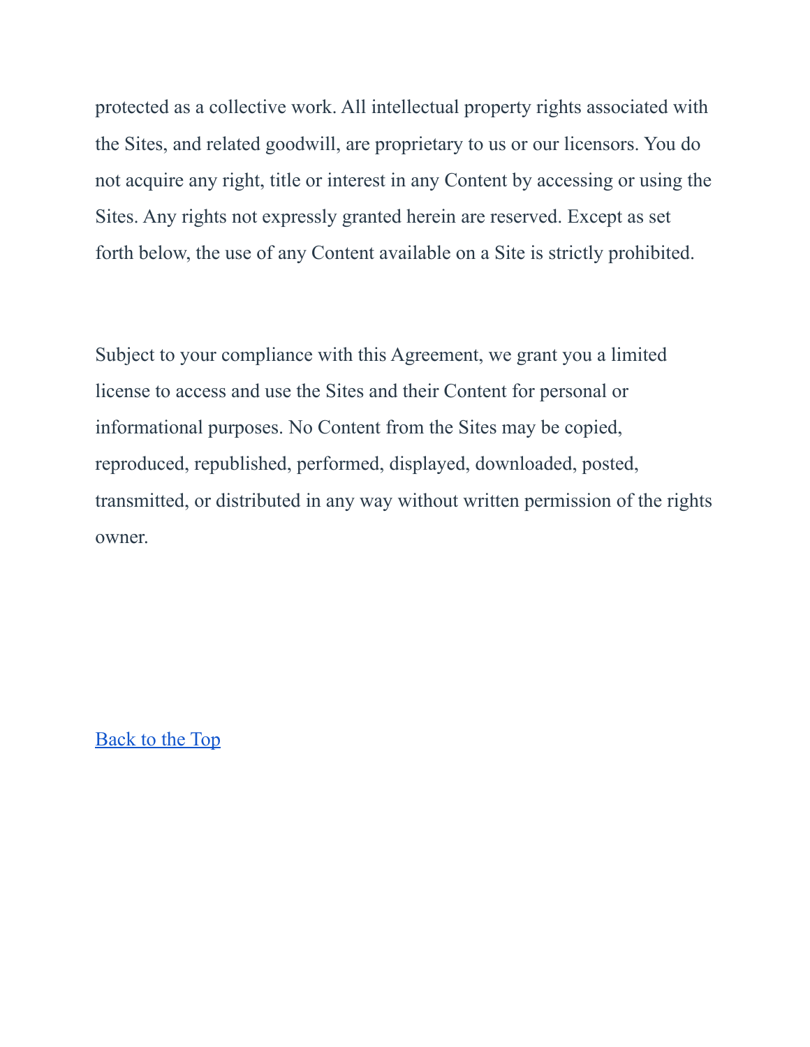protected as a collective work. All intellectual property rights associated with the Sites, and related goodwill, are proprietary to us or our licensors. You do not acquire any right, title or interest in any Content by accessing or using the Sites. Any rights not expressly granted herein are reserved. Except as set forth below, the use of any Content available on a Site is strictly prohibited.

Subject to your compliance with this Agreement, we grant you a limited license to access and use the Sites and their Content for personal or informational purposes. No Content from the Sites may be copied, reproduced, republished, performed, displayed, downloaded, posted, transmitted, or distributed in any way without written permission of the rights owner.

[Back to the Top]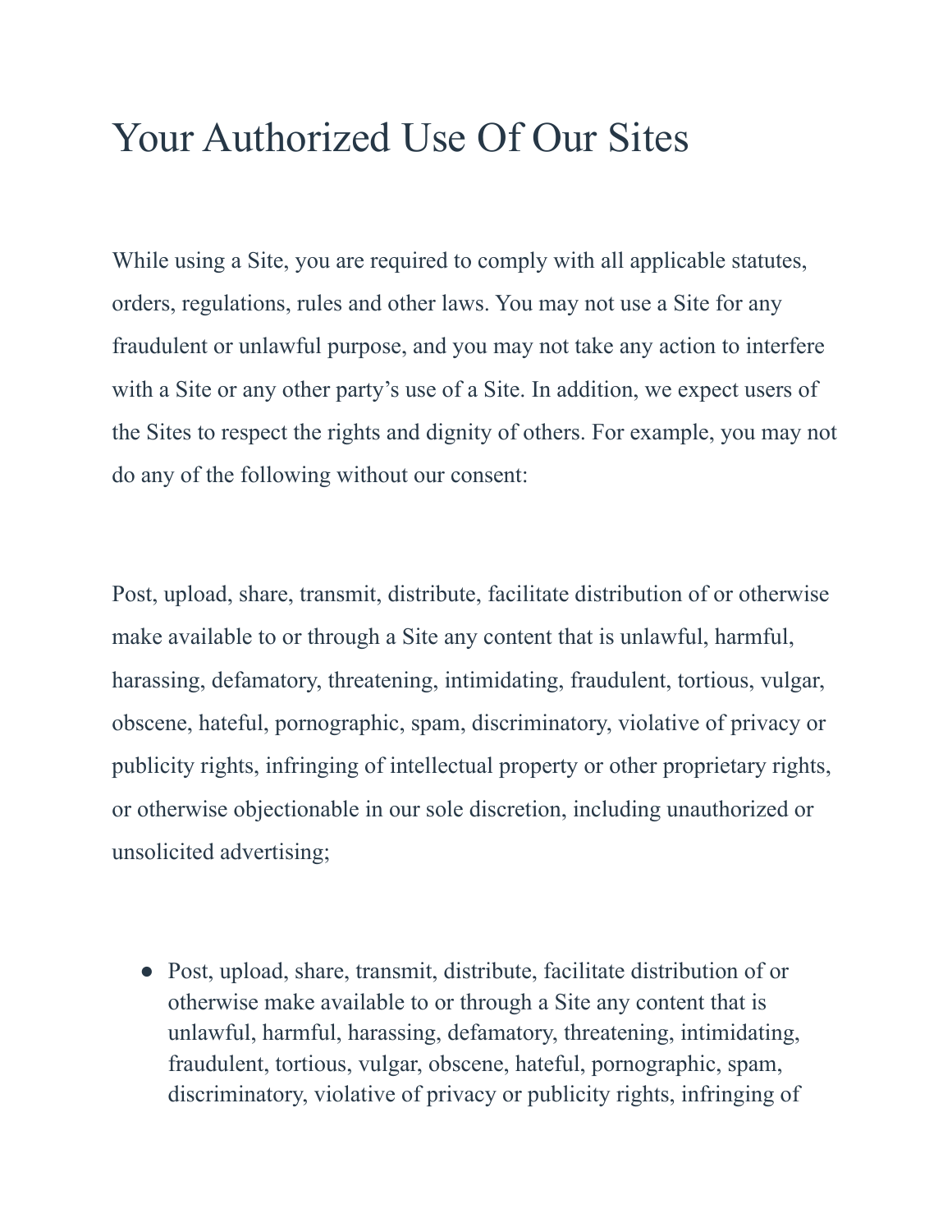# Your Authorized Use Of Our Sites

While using a Site, you are required to comply with all applicable statutes, orders, regulations, rules and other laws. You may not use a Site for any fraudulent or unlawful purpose, and you may not take any action to interfere with a Site or any other party's use of a Site. In addition, we expect users of the Sites to respect the rights and dignity of others. For example, you may not do any of the following without our consent:

Post, upload, share, transmit, distribute, facilitate distribution of or otherwise make available to or through a Site any content that is unlawful, harmful, harassing, defamatory, threatening, intimidating, fraudulent, tortious, vulgar, obscene, hateful, pornographic, spam, discriminatory, violative of privacy or publicity rights, infringing of intellectual property or other proprietary rights, or otherwise objectionable in our sole discretion, including unauthorized or unsolicited advertising;

- Post, upload, share, transmit, distribute, facilitate distribution of or otherwise make available to or through a Site any content that is unlawful, harmful, harassing, defamatory, threatening, intimidating, fraudulent, tortious, vulgar, obscene, hateful, pornographic, spam, discriminatory, violative of privacy or publicity rights, infringing of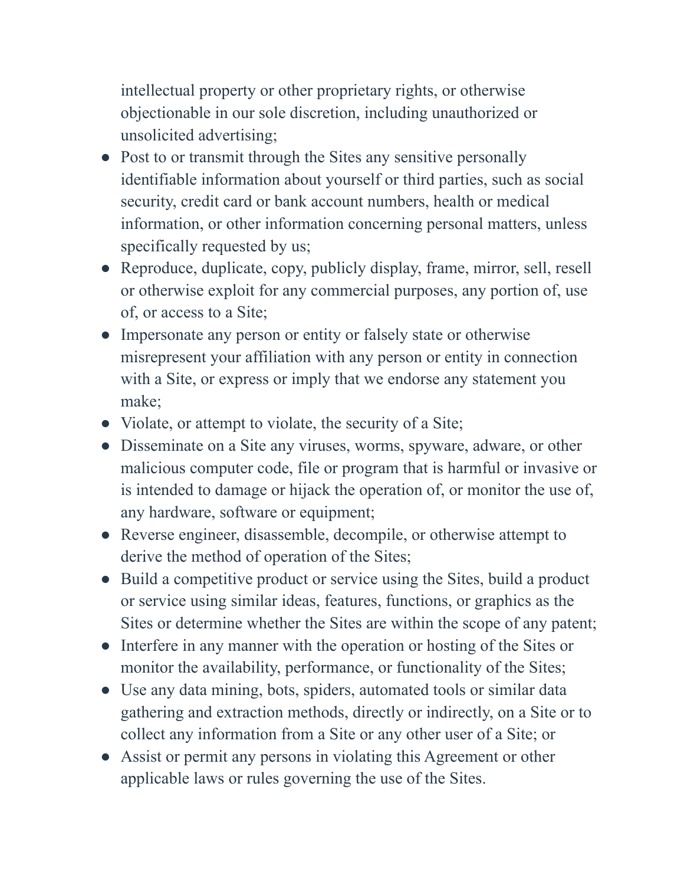intellectual property or other proprietary rights, or otherwise objectionable in our sole discretion, including unauthorized or unsolicited advertising;

- Post to or transmit through the Sites any sensitive personally identifiable information about yourself or third parties, such as social security, credit card or bank account numbers, health or medical information, or other information concerning personal matters, unless specifically requested by us;
- Reproduce, duplicate, copy, publicly display, frame, mirror, sell, resell or otherwise exploit for any commercial purposes, any portion of, use of, or access to a Site;
- Impersonate any person or entity or falsely state or otherwise misrepresent your affiliation with any person or entity in connection with a Site, or express or imply that we endorse any statement you make;
- Violate, or attempt to violate, the security of a Site;
- Disseminate on a Site any viruses, worms, spyware, adware, or other malicious computer code, file or program that is harmful or invasive or is intended to damage or hijack the operation of, or monitor the use of, any hardware, software or equipment;
- Reverse engineer, disassemble, decompile, or otherwise attempt to derive the method of operation of the Sites;
- Build a competitive product or service using the Sites, build a product or service using similar ideas, features, functions, or graphics as the Sites or determine whether the Sites are within the scope of any patent;
- Interfere in any manner with the operation or hosting of the Sites or monitor the availability, performance, or functionality of the Sites;
- Use any data mining, bots, spiders, automated tools or similar data gathering and extraction methods, directly or indirectly, on a Site or to collect any information from a Site or any other user of a Site; or
- Assist or permit any persons in violating this Agreement or other applicable laws or rules governing the use of the Sites.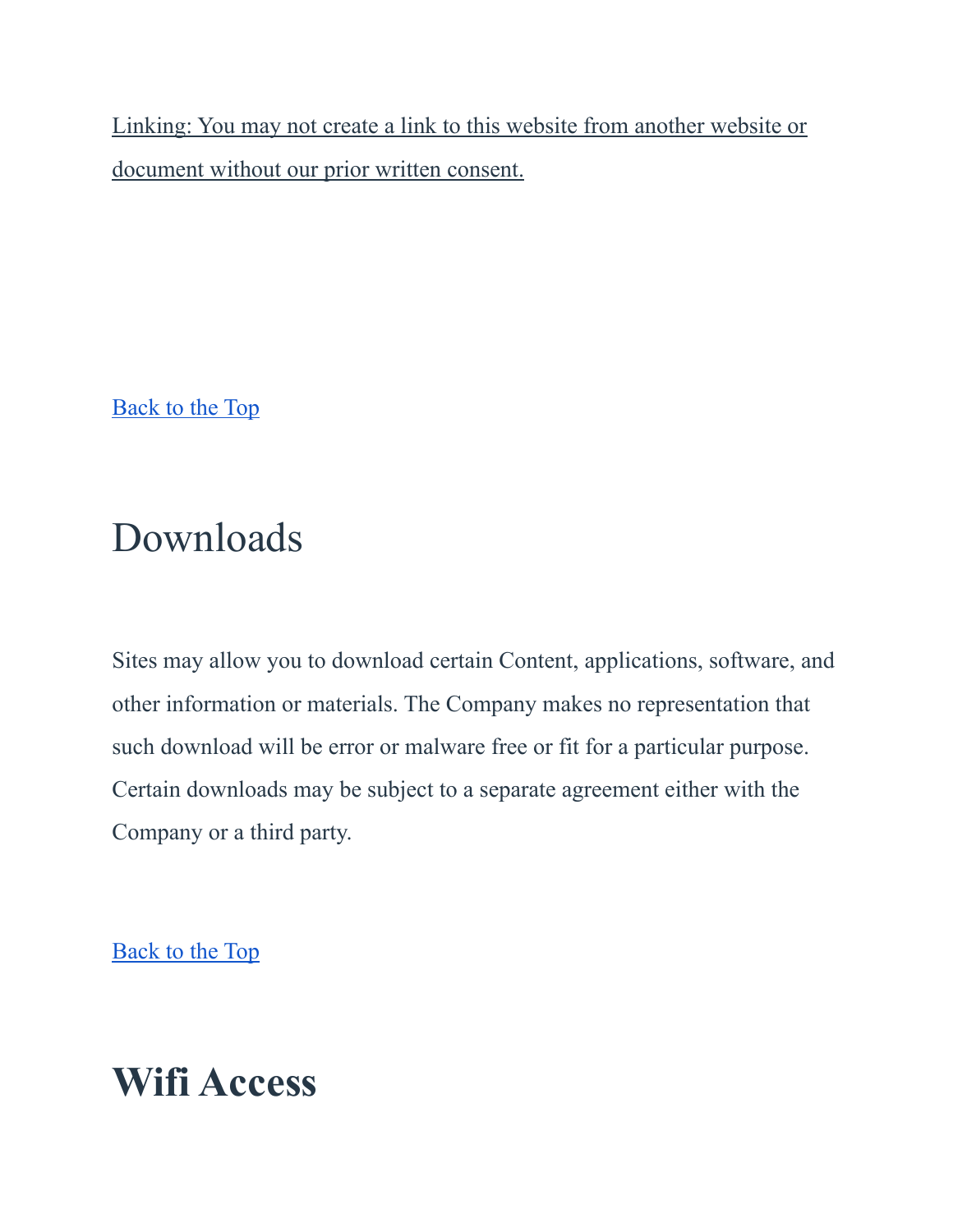Linking: You may not create a link to this website from another website or document without our prior written consent.

Back to the Top

# Downloads

Sites may allow you to download certain Content, applications, software, and other information or materials. The Company makes no representation that such download will be error or malware free or fit for a particular purpose. Certain downloads may be subject to a separate agreement either with the Company or a third party.

Back to the Top

# **Wifi Access**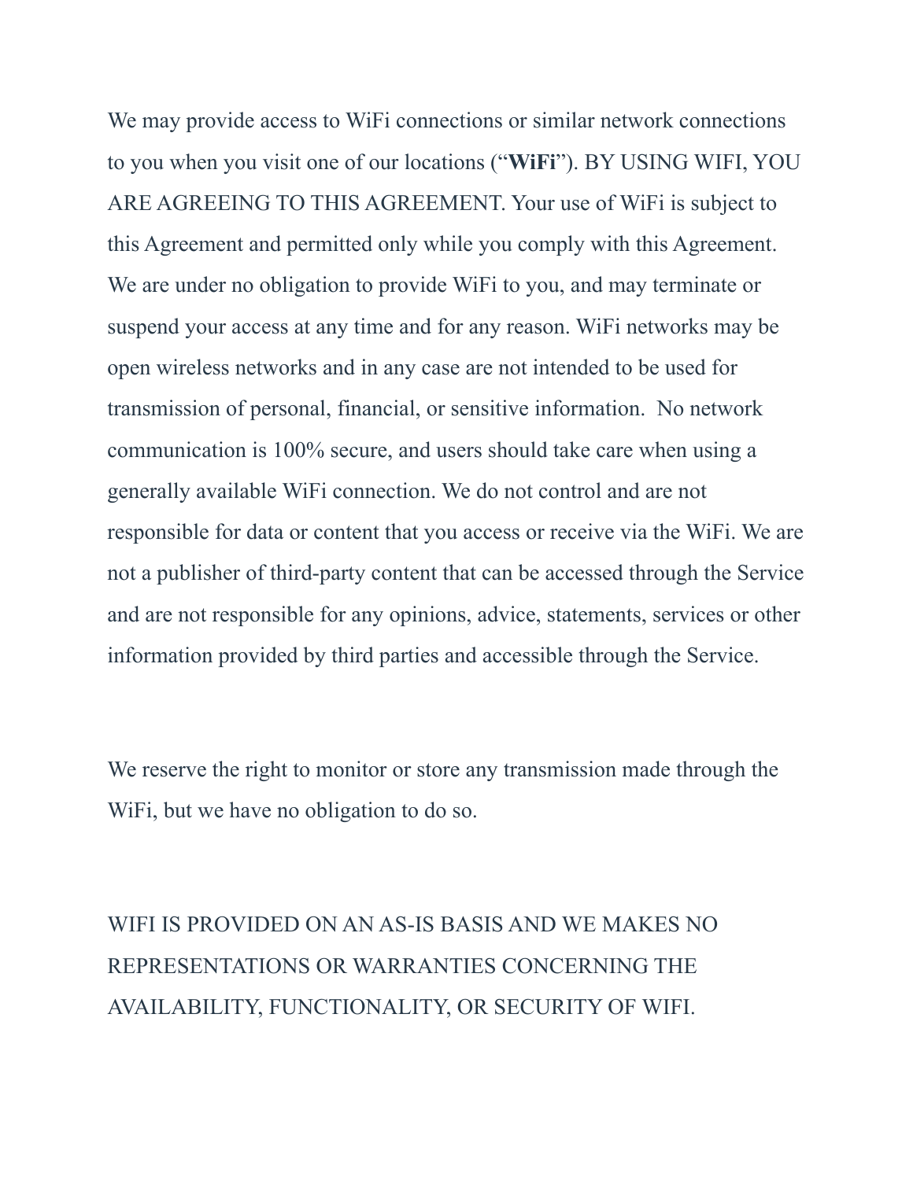We may provide access to WiFi connections or similar network connections to you when you visit one of our locations ("**WiFi**"). BY USING WIFI, YOU ARE AGREEING TO THIS AGREEMENT. Your use of WiFi is subject to this Agreement and permitted only while you comply with this Agreement. We are under no obligation to provide WiFi to you, and may terminate or suspend your access at any time and for any reason. WiFi networks may be open wireless networks and in any case are not intended to be used for transmission of personal, financial, or sensitive information. No network communication is 100% secure, and users should take care when using a generally available WiFi connection. We do not control and are not responsible for data or content that you access or receive via the WiFi. We are not a publisher of third-party content that can be accessed through the Service and are not responsible for any opinions, advice, statements, services or other information provided by third parties and accessible through the Service.

We reserve the right to monitor or store any transmission made through the WiFi, but we have no obligation to do so.

WIFI IS PROVIDED ON AN AS-IS BASIS AND WE MAKES NO REPRESENTATIONS OR WARRANTIES CONCERNING THE AVAILABILITY, FUNCTIONALITY, OR SECURITY OF WIFI.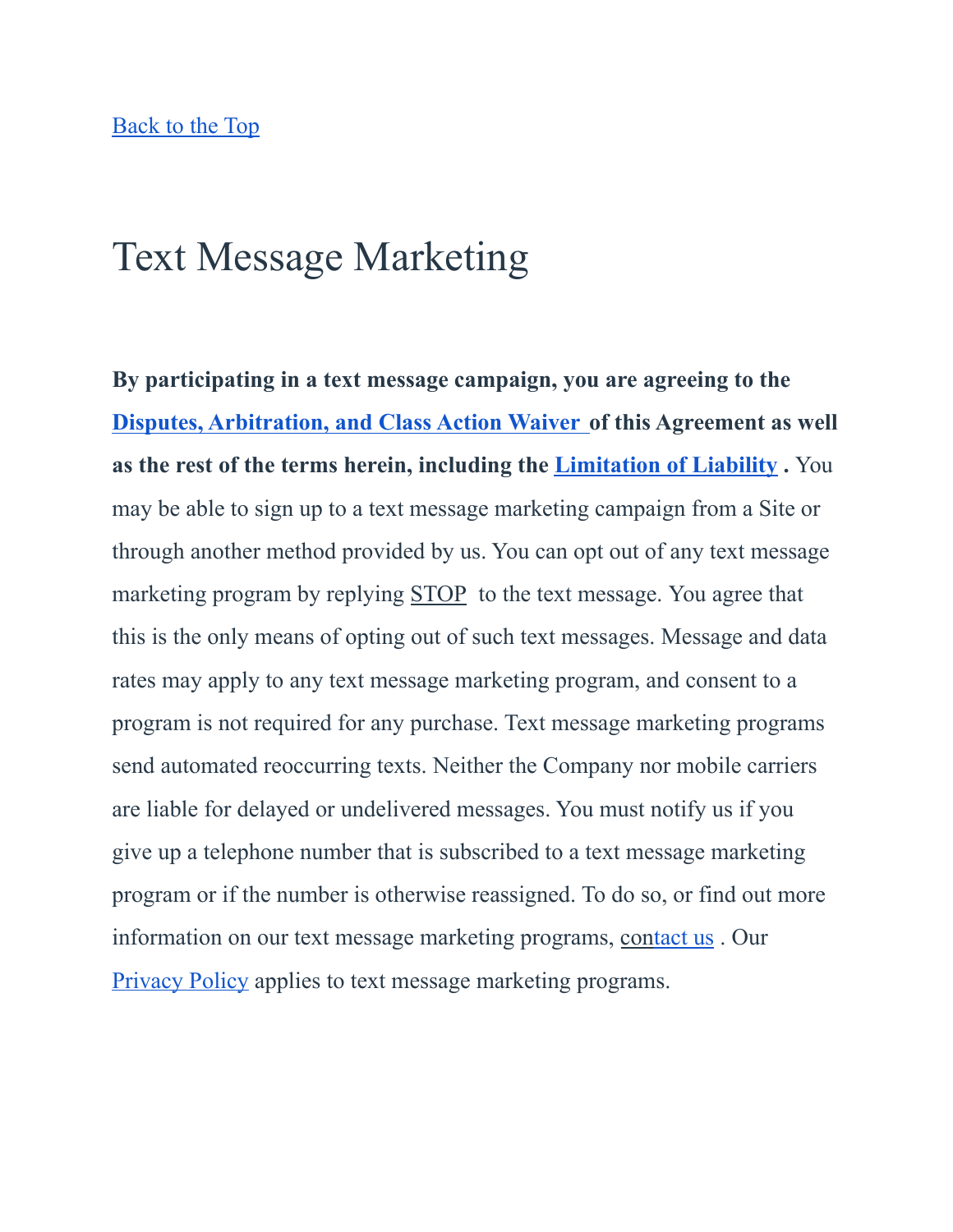Back to the Top

# Text Message Marketing

**By participating in a text message campaign, you are agreeing to the Disputes, Arbitration, and Class Action Waiver of this Agreement as well as the rest of the terms herein, including the Limitation of Liability .** You may be able to sign up to a text message marketing campaign from a Site or through another method provided by us. You can opt out of any text message marketing program by replying STOP to the text message. You agree that this is the only means of opting out of such text messages. Message and data rates may apply to any text message marketing program, and consent to a program is not required for any purchase. Text message marketing programs send automated reoccurring texts. Neither the Company nor mobile carriers are liable for delayed or undelivered messages. You must notify us if you give up a telephone number that is subscribed to a text message marketing program or if the number is otherwise reassigned. To do so, or find out more information on our text message marketing programs, contact us . Our Privacy Policy applies to text message marketing programs.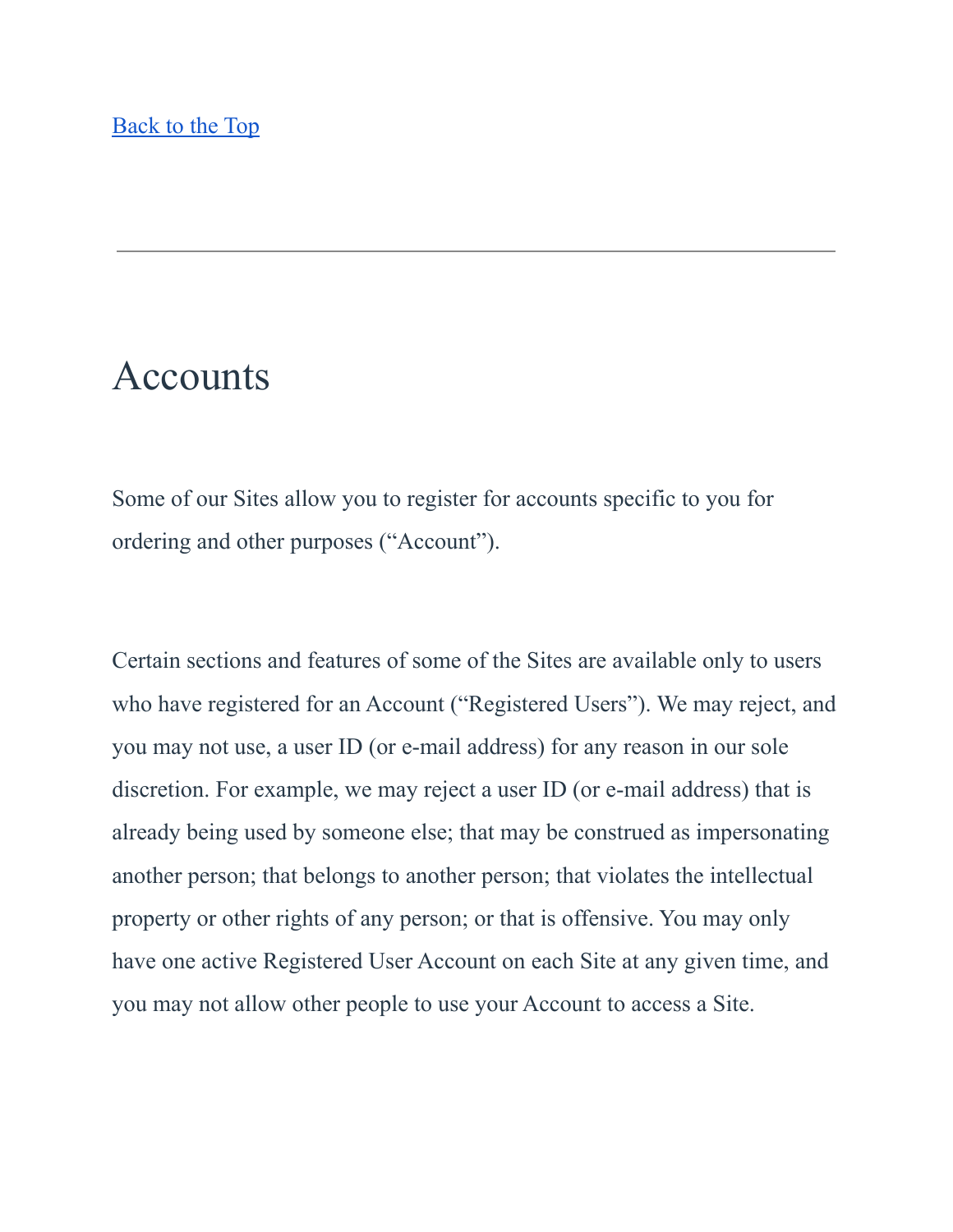[Back to the Top](#)

---

## Accounts

Some of our Sites allow you to register for accounts specific to you for ordering and other purposes ("Account").

Certain sections and features of some of the Sites are available only to users who have registered for an Account ("Registered Users"). We may reject, and you may not use, a user ID (or e-mail address) for any reason in our sole discretion. For example, we may reject a user ID (or e-mail address) that is already being used by someone else; that may be construed as impersonating another person; that belongs to another person; that violates the intellectual property or other rights of any person; or that is offensive. You may only have one active Registered User Account on each Site at any given time, and you may not allow other people to use your Account to access a Site.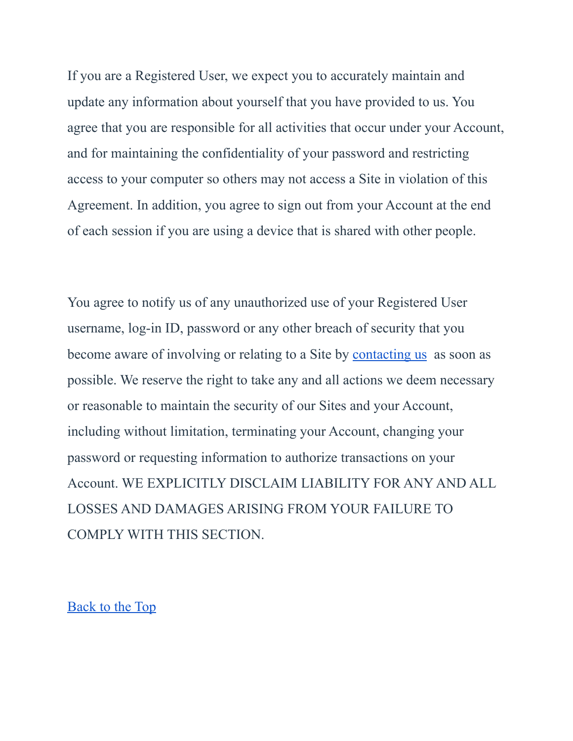If you are a Registered User, we expect you to accurately maintain and update any information about yourself that you have provided to us. You agree that you are responsible for all activities that occur under your Account, and for maintaining the confidentiality of your password and restricting access to your computer so others may not access a Site in violation of this Agreement. In addition, you agree to sign out from your Account at the end of each session if you are using a device that is shared with other people.

You agree to notify us of any unauthorized use of your Registered User username, log-in ID, password or any other breach of security that you become aware of involving or relating to a Site by contacting us as soon as possible. We reserve the right to take any and all actions we deem necessary or reasonable to maintain the security of our Sites and your Account, including without limitation, terminating your Account, changing your password or requesting information to authorize transactions on your Account. WE EXPLICITLY DISCLAIM LIABILITY FOR ANY AND ALL LOSSES AND DAMAGES ARISING FROM YOUR FAILURE TO COMPLY WITH THIS SECTION.

Back to the Top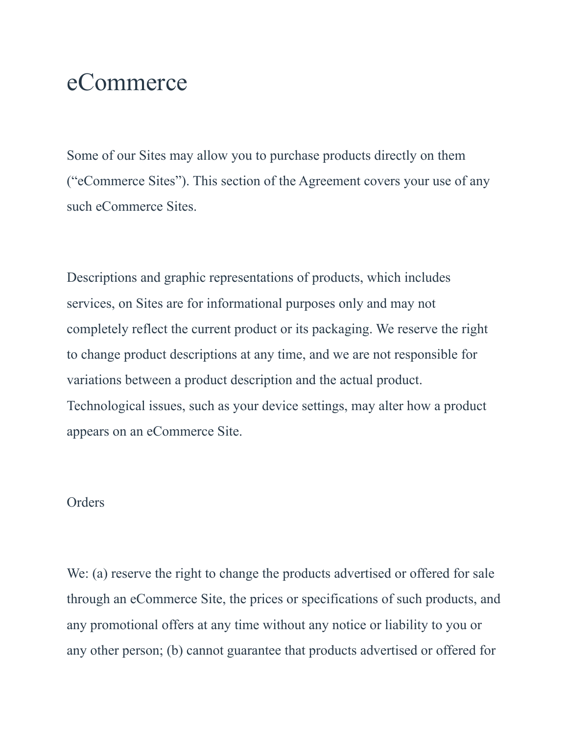# eCommerce

Some of our Sites may allow you to purchase products directly on them (“eCommerce Sites”). This section of the Agreement covers your use of any such eCommerce Sites.

Descriptions and graphic representations of products, which includes services, on Sites are for informational purposes only and may not completely reflect the current product or its packaging. We reserve the right to change product descriptions at any time, and we are not responsible for variations between a product description and the actual product. Technological issues, such as your device settings, may alter how a product appears on an eCommerce Site.

## Orders

We: (a) reserve the right to change the products advertised or offered for sale through an eCommerce Site, the prices or specifications of such products, and any promotional offers at any time without any notice or liability to you or any other person; (b) cannot guarantee that products advertised or offered for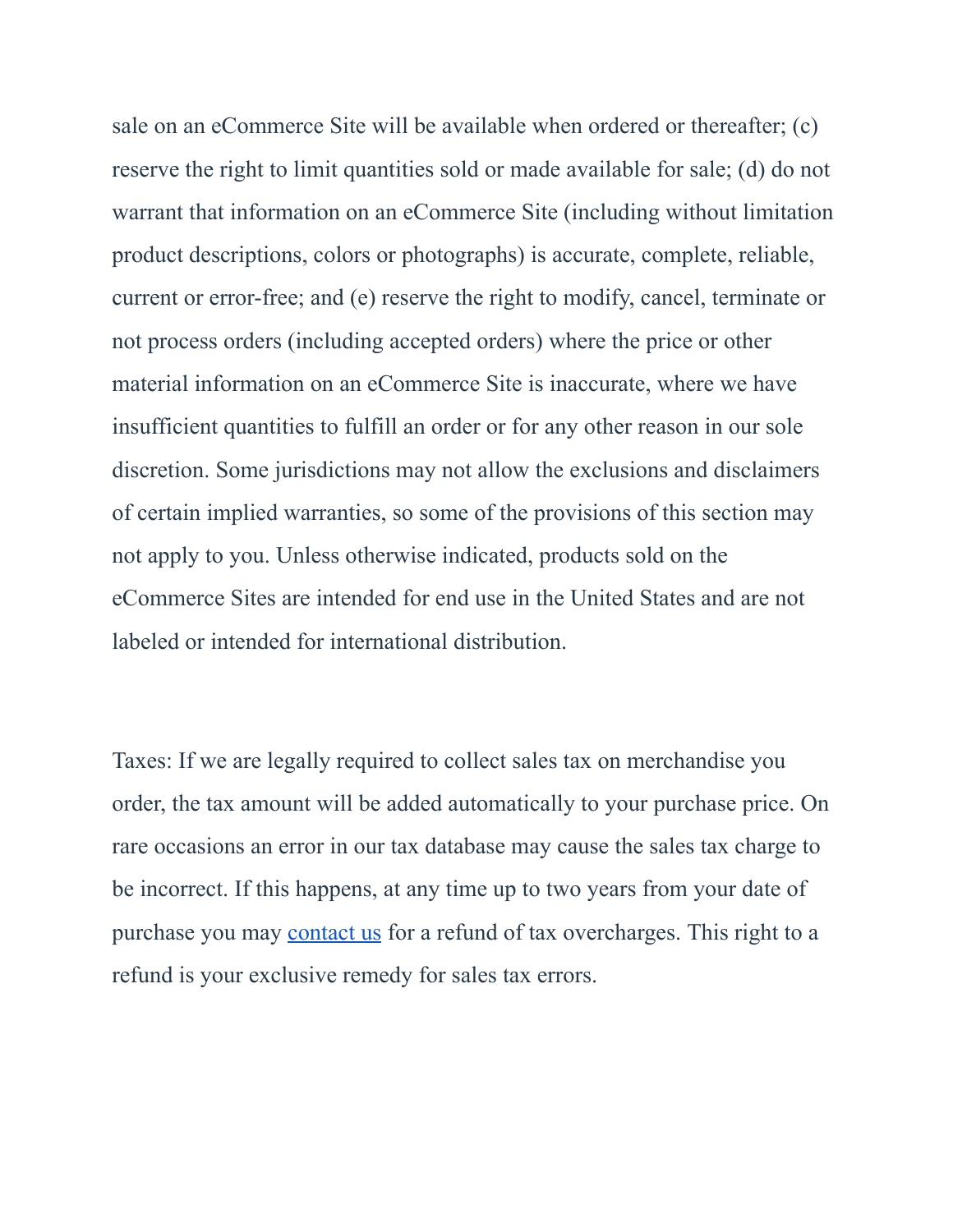sale on an eCommerce Site will be available when ordered or thereafter; (c) reserve the right to limit quantities sold or made available for sale; (d) do not warrant that information on an eCommerce Site (including without limitation product descriptions, colors or photographs) is accurate, complete, reliable, current or error-free; and (e) reserve the right to modify, cancel, terminate or not process orders (including accepted orders) where the price or other material information on an eCommerce Site is inaccurate, where we have insufficient quantities to fulfill an order or for any other reason in our sole discretion. Some jurisdictions may not allow the exclusions and disclaimers of certain implied warranties, so some of the provisions of this section may not apply to you. Unless otherwise indicated, products sold on the eCommerce Sites are intended for end use in the United States and are not labeled or intended for international distribution.

Taxes: If we are legally required to collect sales tax on merchandise you order, the tax amount will be added automatically to your purchase price. On rare occasions an error in our tax database may cause the sales tax charge to be incorrect. If this happens, at any time up to two years from your date of purchase you may contact us for a refund of tax overcharges. This right to a refund is your exclusive remedy for sales tax errors.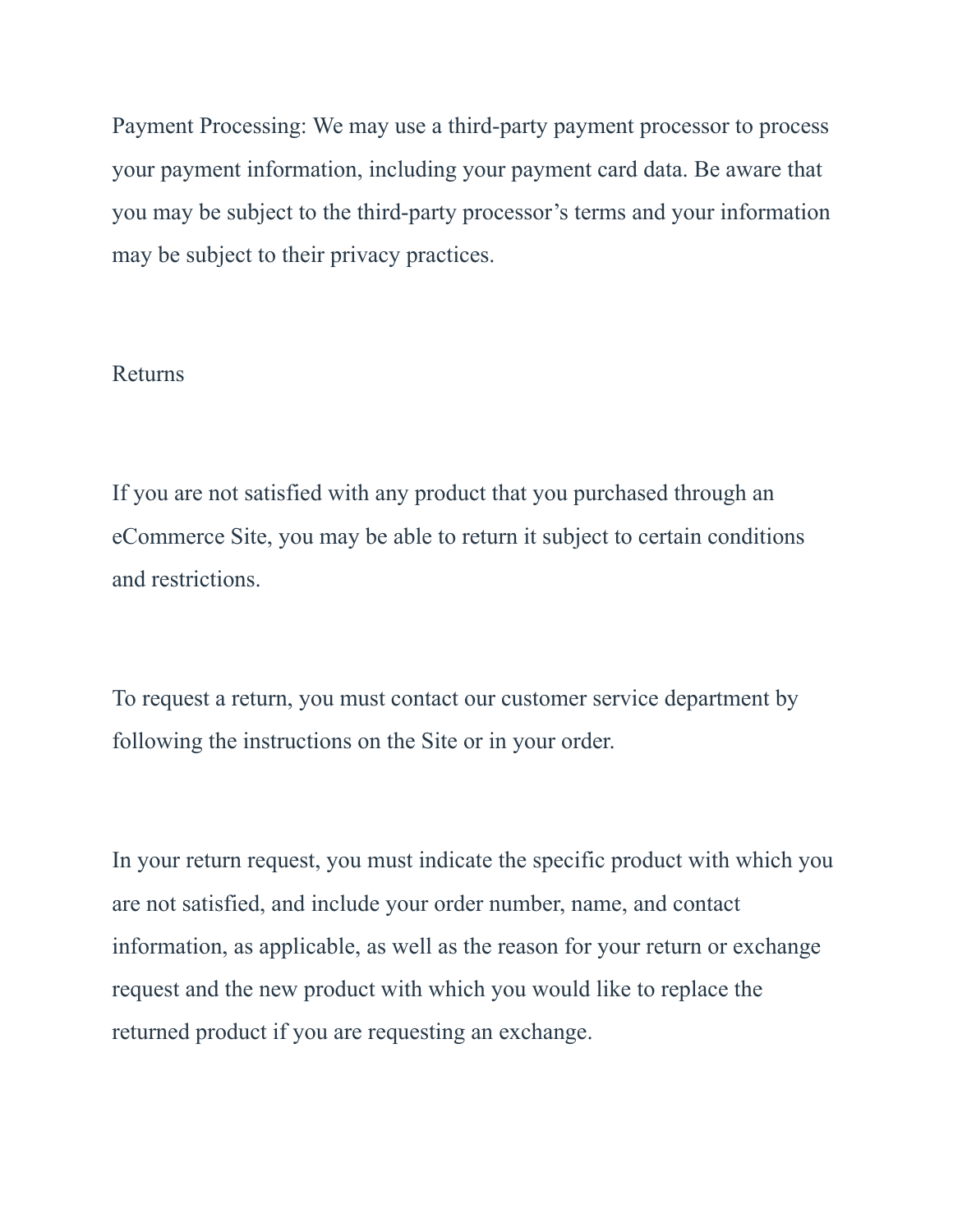Payment Processing: We may use a third-party payment processor to process your payment information, including your payment card data. Be aware that you may be subject to the third-party processor's terms and your information may be subject to their privacy practices.

## Returns

If you are not satisfied with any product that you purchased through an eCommerce Site, you may be able to return it subject to certain conditions and restrictions.

To request a return, you must contact our customer service department by following the instructions on the Site or in your order.

In your return request, you must indicate the specific product with which you are not satisfied, and include your order number, name, and contact information, as applicable, as well as the reason for your return or exchange request and the new product with which you would like to replace the returned product if you are requesting an exchange.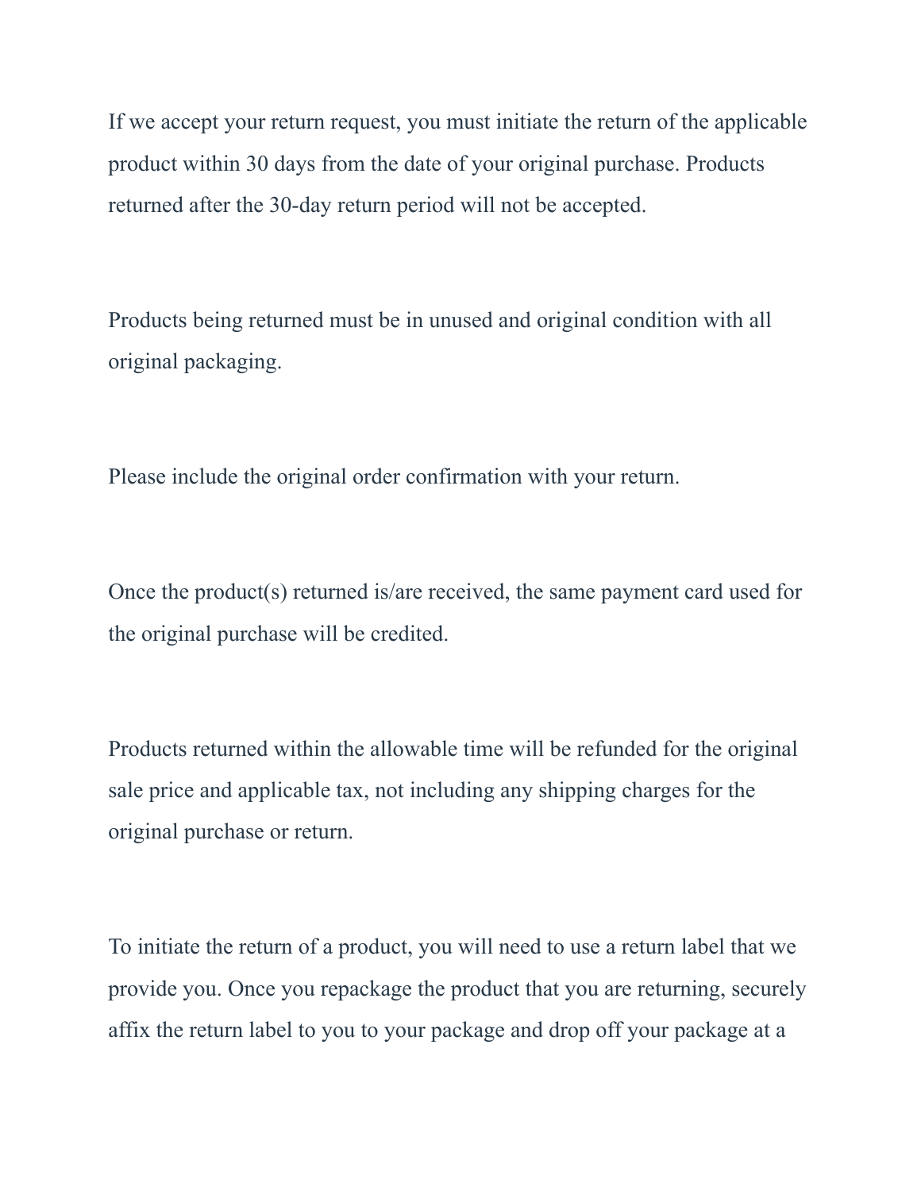If we accept your return request, you must initiate the return of the applicable product within 30 days from the date of your original purchase. Products returned after the 30-day return period will not be accepted.

Products being returned must be in unused and original condition with all original packaging.

Please include the original order confirmation with your return.

Once the product(s) returned is/are received, the same payment card used for the original purchase will be credited.

Products returned within the allowable time will be refunded for the original sale price and applicable tax, not including any shipping charges for the original purchase or return.

To initiate the return of a product, you will need to use a return label that we provide you. Once you repackage the product that you are returning, securely affix the return label to you to your package and drop off your package at a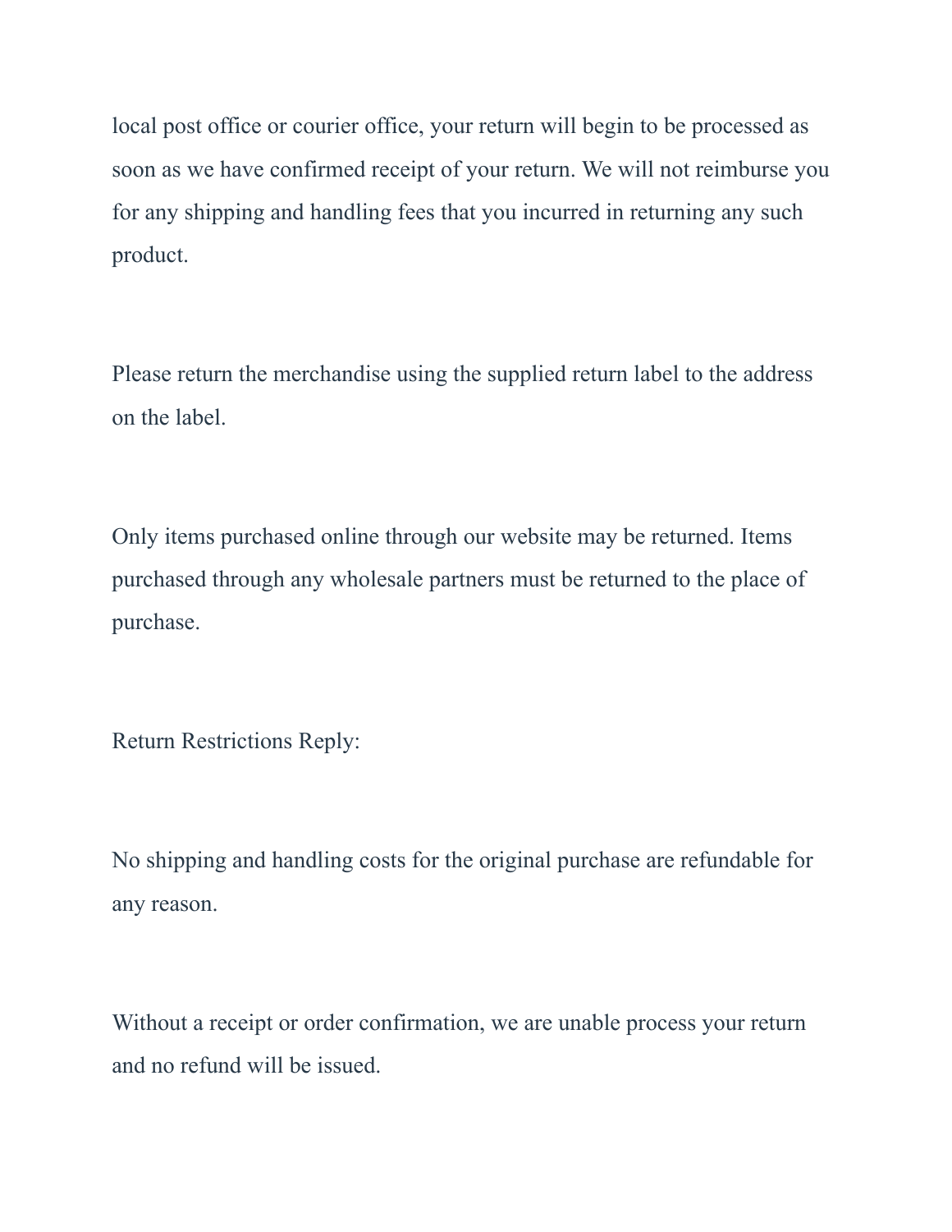local post office or courier office, your return will begin to be processed as soon as we have confirmed receipt of your return. We will not reimburse you for any shipping and handling fees that you incurred in returning any such product.

Please return the merchandise using the supplied return label to the address on the label.

Only items purchased online through our website may be returned. Items purchased through any wholesale partners must be returned to the place of purchase.

Return Restrictions Reply:

No shipping and handling costs for the original purchase are refundable for any reason.

Without a receipt or order confirmation, we are unable process your return and no refund will be issued.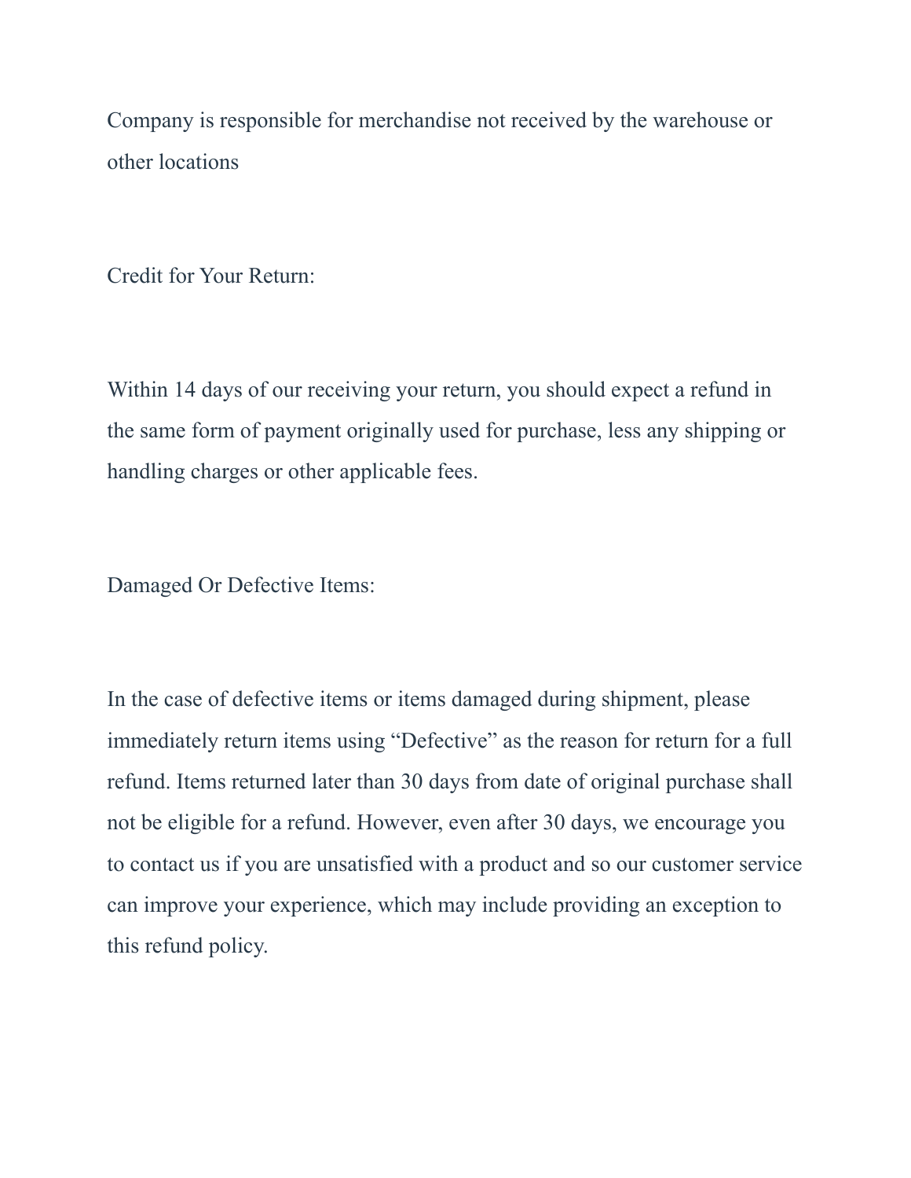Company is responsible for merchandise not received by the warehouse or other locations

Credit for Your Return:

Within 14 days of our receiving your return, you should expect a refund in the same form of payment originally used for purchase, less any shipping or handling charges or other applicable fees.

Damaged Or Defective Items:

In the case of defective items or items damaged during shipment, please immediately return items using "Defective" as the reason for return for a full refund. Items returned later than 30 days from date of original purchase shall not be eligible for a refund. However, even after 30 days, we encourage you to contact us if you are unsatisfied with a product and so our customer service can improve your experience, which may include providing an exception to this refund policy.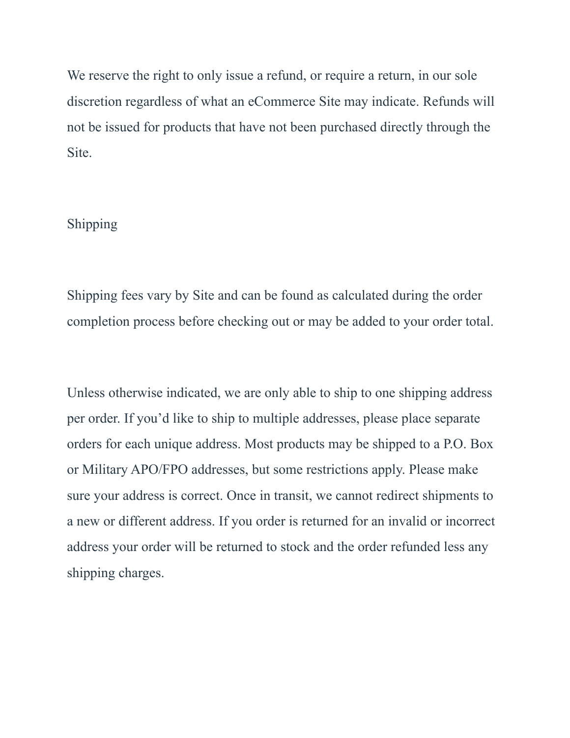We reserve the right to only issue a refund, or require a return, in our sole discretion regardless of what an eCommerce Site may indicate. Refunds will not be issued for products that have not been purchased directly through the Site.

## Shipping

Shipping fees vary by Site and can be found as calculated during the order completion process before checking out or may be added to your order total.

Unless otherwise indicated, we are only able to ship to one shipping address per order. If you'd like to ship to multiple addresses, please place separate orders for each unique address. Most products may be shipped to a P.O. Box or Military APO/FPO addresses, but some restrictions apply. Please make sure your address is correct. Once in transit, we cannot redirect shipments to a new or different address. If you order is returned for an invalid or incorrect address your order will be returned to stock and the order refunded less any shipping charges.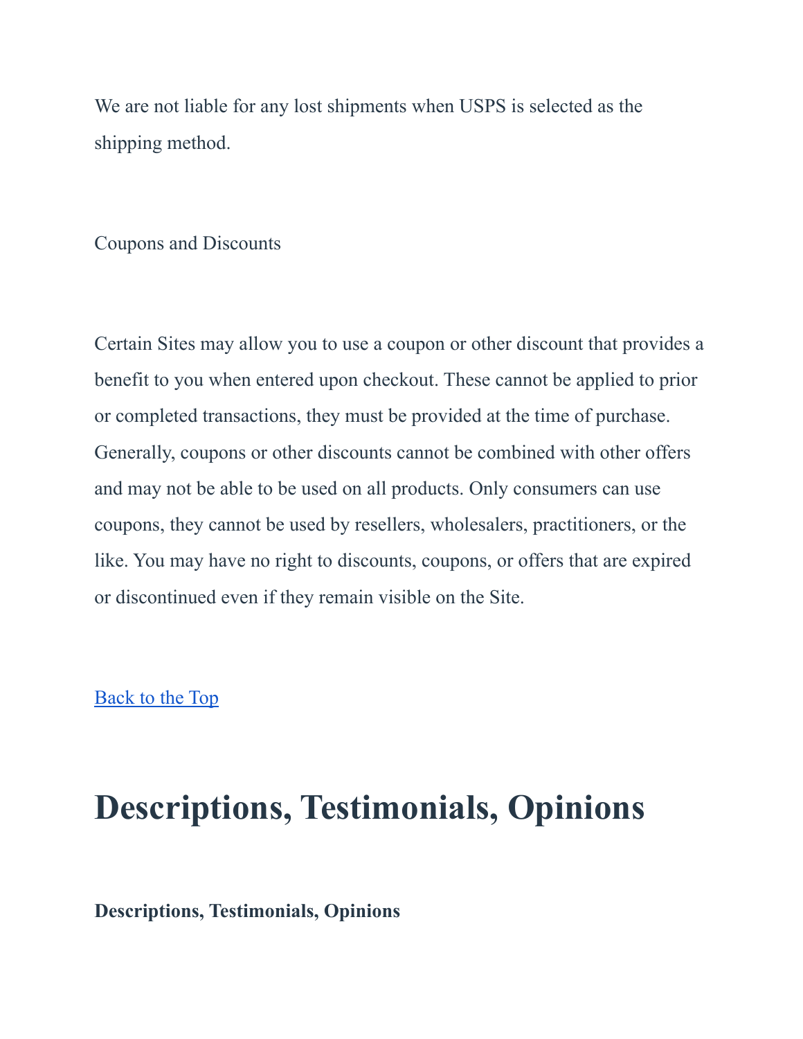We are not liable for any lost shipments when USPS is selected as the shipping method.

Coupons and Discounts

Certain Sites may allow you to use a coupon or other discount that provides a benefit to you when entered upon checkout. These cannot be applied to prior or completed transactions, they must be provided at the time of purchase. Generally, coupons or other discounts cannot be combined with other offers and may not be able to be used on all products. Only consumers can use coupons, they cannot be used by resellers, wholesalers, practitioners, or the like. You may have no right to discounts, coupons, or offers that are expired or discontinued even if they remain visible on the Site.

Back to the Top

# Descriptions, Testimonials, Opinions

**Descriptions, Testimonials, Opinions**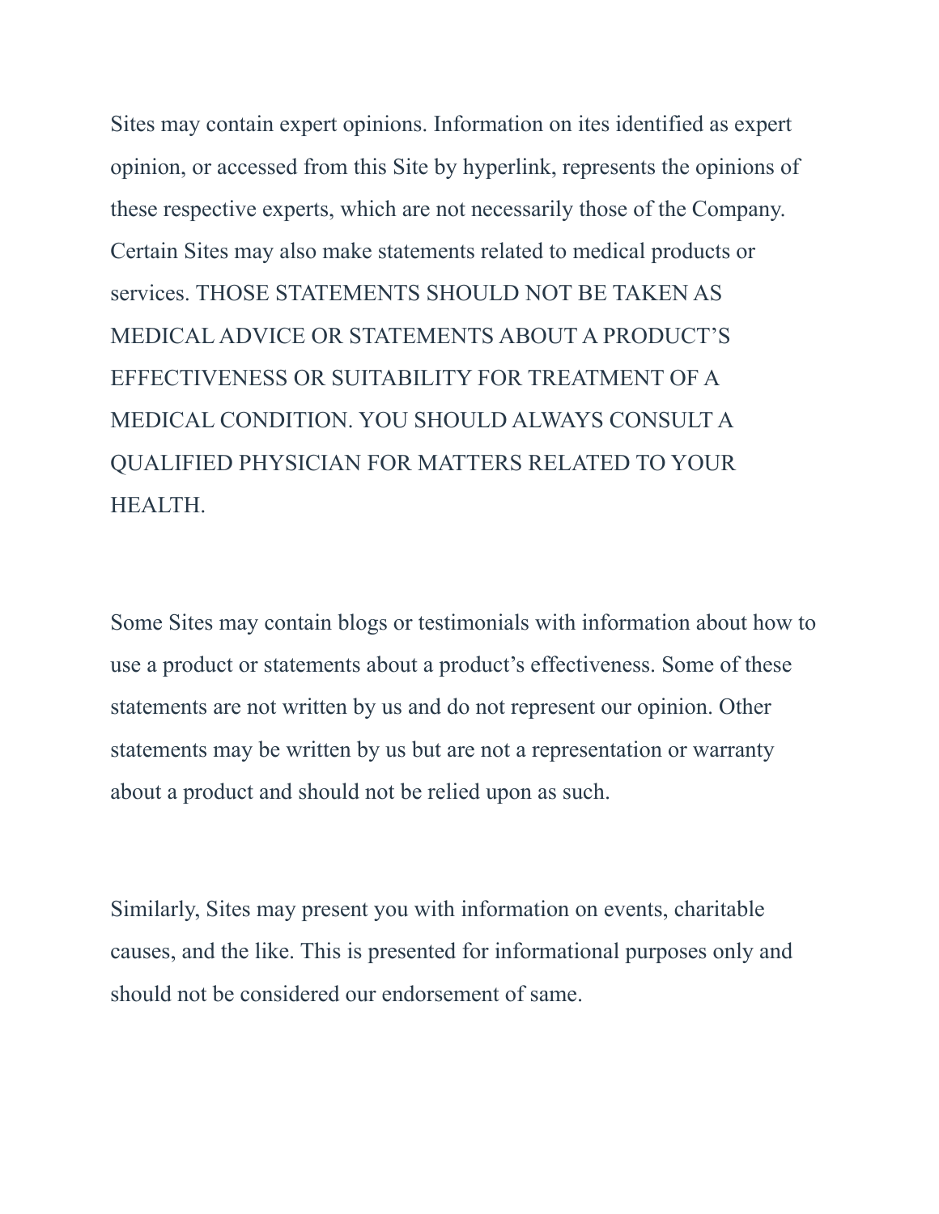Sites may contain expert opinions. Information on ites identified as expert opinion, or accessed from this Site by hyperlink, represents the opinions of these respective experts, which are not necessarily those of the Company. Certain Sites may also make statements related to medical products or services. THOSE STATEMENTS SHOULD NOT BE TAKEN AS MEDICAL ADVICE OR STATEMENTS ABOUT A PRODUCT'S EFFECTIVENESS OR SUITABILITY FOR TREATMENT OF A MEDICAL CONDITION. YOU SHOULD ALWAYS CONSULT A QUALIFIED PHYSICIAN FOR MATTERS RELATED TO YOUR HEALTH.

Some Sites may contain blogs or testimonials with information about how to use a product or statements about a product's effectiveness. Some of these statements are not written by us and do not represent our opinion. Other statements may be written by us but are not a representation or warranty about a product and should not be relied upon as such.

Similarly, Sites may present you with information on events, charitable causes, and the like. This is presented for informational purposes only and should not be considered our endorsement of same.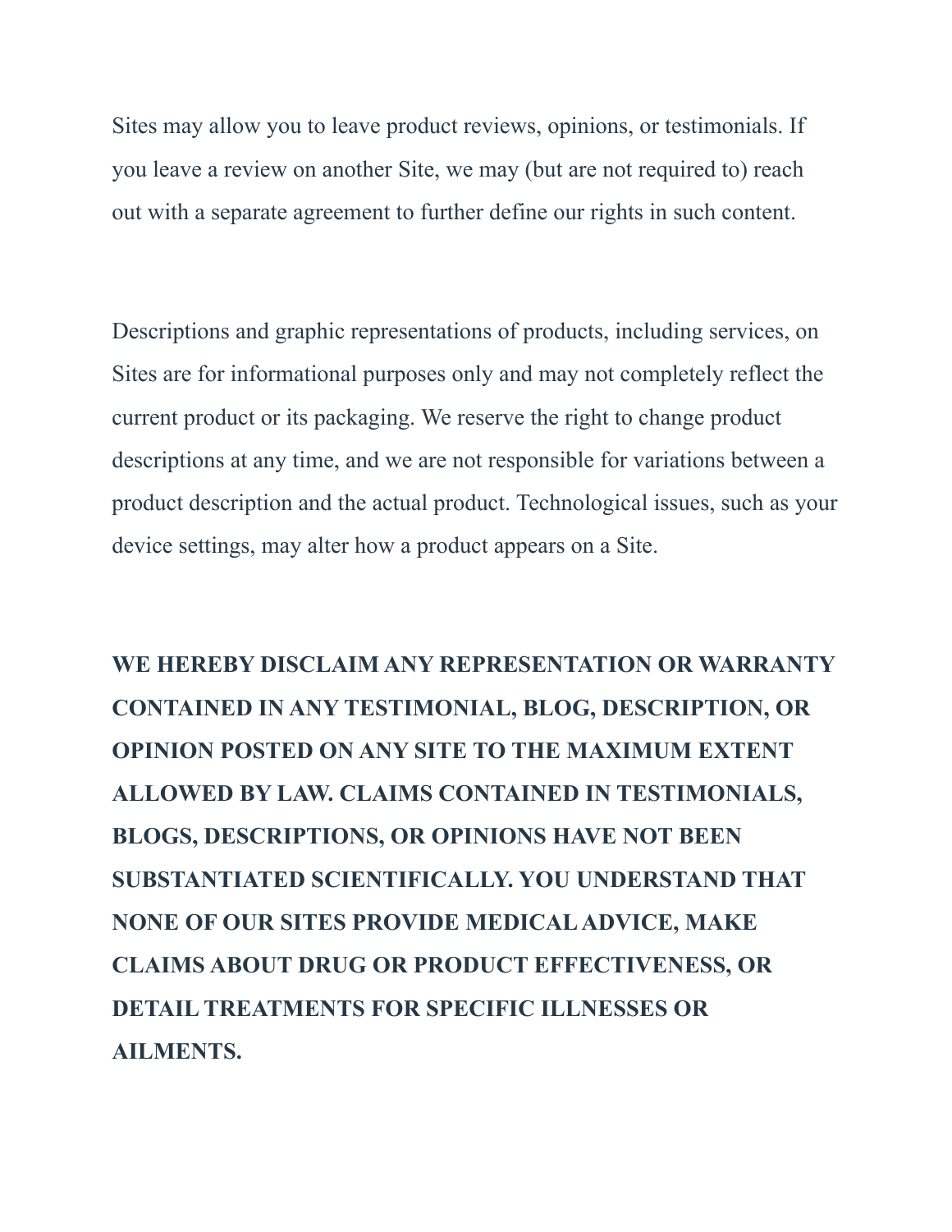Sites may allow you to leave product reviews, opinions, or testimonials. If you leave a review on another Site, we may (but are not required to) reach out with a separate agreement to further define our rights in such content.

Descriptions and graphic representations of products, including services, on Sites are for informational purposes only and may not completely reflect the current product or its packaging. We reserve the right to change product descriptions at any time, and we are not responsible for variations between a product description and the actual product. Technological issues, such as your device settings, may alter how a product appears on a Site.

**WE HEREBY DISCLAIM ANY REPRESENTATION OR WARRANTY CONTAINED IN ANY TESTIMONIAL, BLOG, DESCRIPTION, OR OPINION POSTED ON ANY SITE TO THE MAXIMUM EXTENT ALLOWED BY LAW. CLAIMS CONTAINED IN TESTIMONIALS, BLOGS, DESCRIPTIONS, OR OPINIONS HAVE NOT BEEN SUBSTANTIATED SCIENTIFICALLY. YOU UNDERSTAND THAT NONE OF OUR SITES PROVIDE MEDICAL ADVICE, MAKE CLAIMS ABOUT DRUG OR PRODUCT EFFECTIVENESS, OR DETAIL TREATMENTS FOR SPECIFIC ILLNESSES OR AILMENTS.**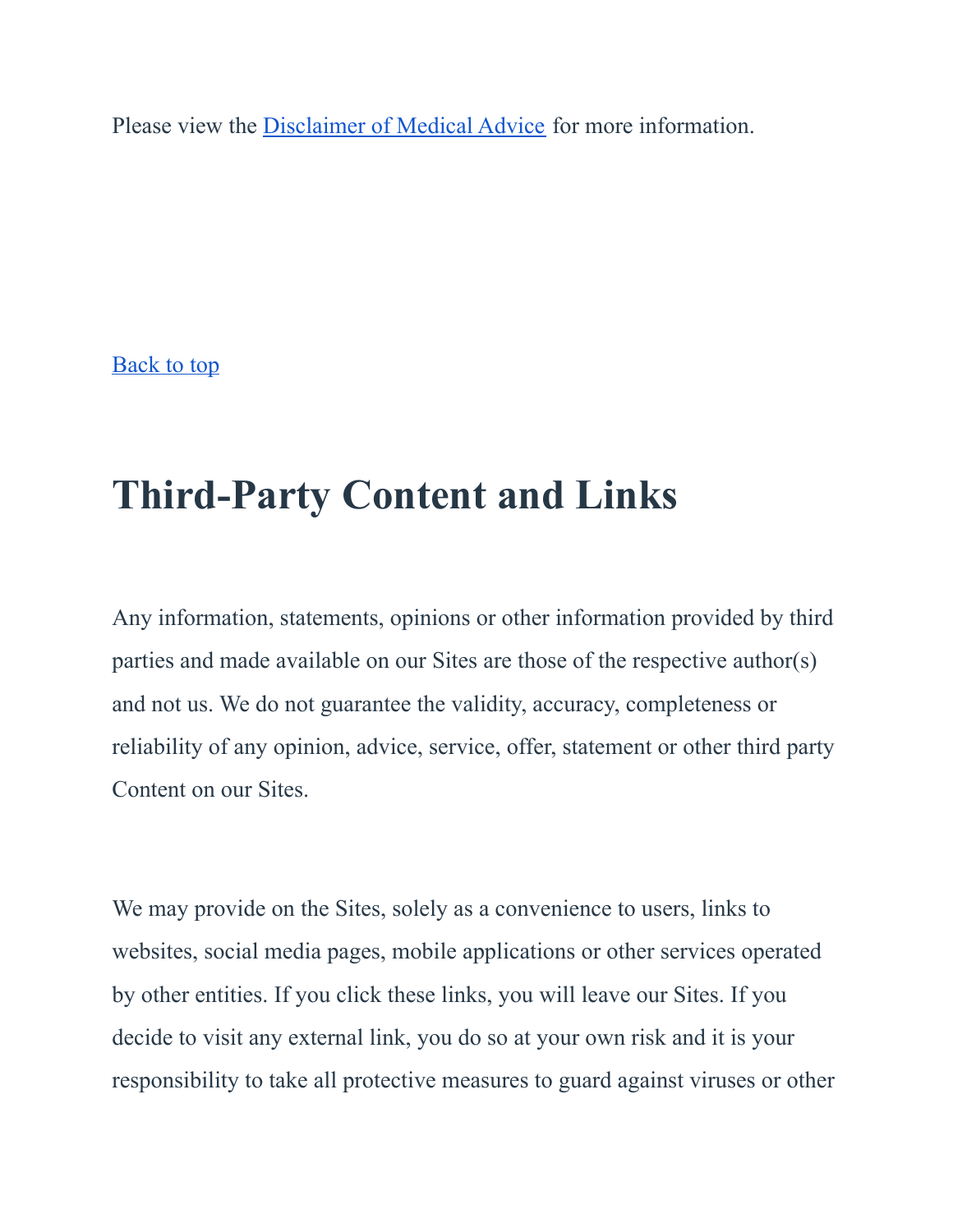Please view the [Disclaimer of Medical Advice](#) for more information.

[Back to top](#)

# Third-Party Content and Links

Any information, statements, opinions or other information provided by third parties and made available on our Sites are those of the respective author(s) and not us. We do not guarantee the validity, accuracy, completeness or reliability of any opinion, advice, service, offer, statement or other third party Content on our Sites.

We may provide on the Sites, solely as a convenience to users, links to websites, social media pages, mobile applications or other services operated by other entities. If you click these links, you will leave our Sites. If you decide to visit any external link, you do so at your own risk and it is your responsibility to take all protective measures to guard against viruses or other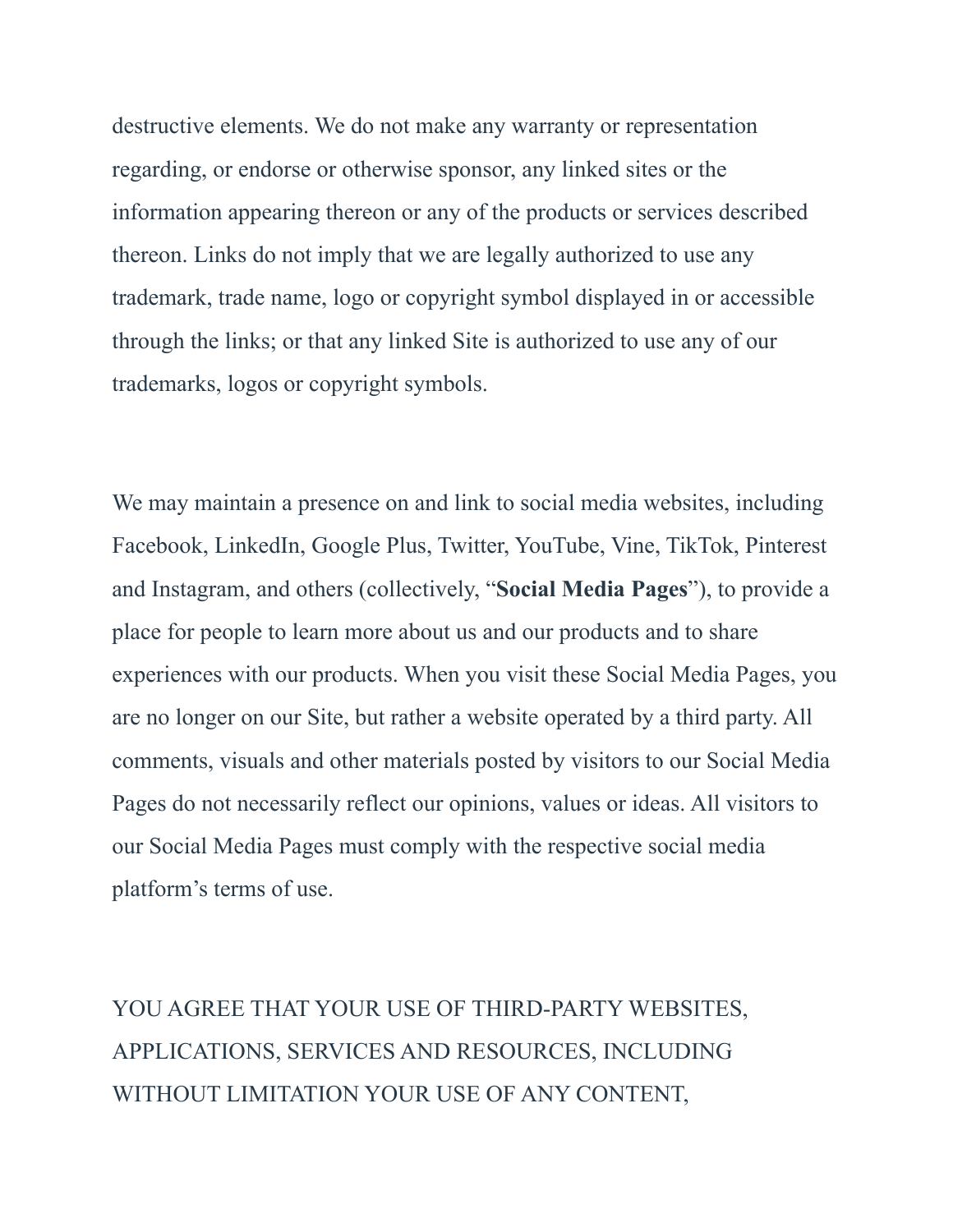destructive elements. We do not make any warranty or representation regarding, or endorse or otherwise sponsor, any linked sites or the information appearing thereon or any of the products or services described thereon. Links do not imply that we are legally authorized to use any trademark, trade name, logo or copyright symbol displayed in or accessible through the links; or that any linked Site is authorized to use any of our trademarks, logos or copyright symbols.

We may maintain a presence on and link to social media websites, including Facebook, LinkedIn, Google Plus, Twitter, YouTube, Vine, TikTok, Pinterest and Instagram, and others (collectively, "**Social Media Pages**"), to provide a place for people to learn more about us and our products and to share experiences with our products. When you visit these Social Media Pages, you are no longer on our Site, but rather a website operated by a third party. All comments, visuals and other materials posted by visitors to our Social Media Pages do not necessarily reflect our opinions, values or ideas. All visitors to our Social Media Pages must comply with the respective social media platform's terms of use.

YOU AGREE THAT YOUR USE OF THIRD-PARTY WEBSITES, APPLICATIONS, SERVICES AND RESOURCES, INCLUDING WITHOUT LIMITATION YOUR USE OF ANY CONTENT,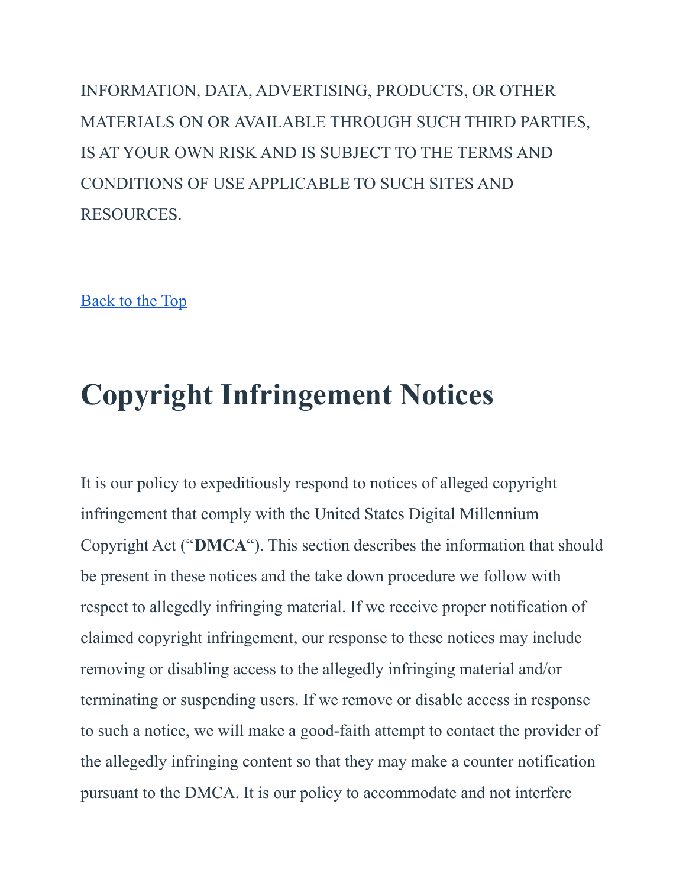INFORMATION, DATA, ADVERTISING, PRODUCTS, OR OTHER MATERIALS ON OR AVAILABLE THROUGH SUCH THIRD PARTIES, IS AT YOUR OWN RISK AND IS SUBJECT TO THE TERMS AND CONDITIONS OF USE APPLICABLE TO SUCH SITES AND RESOURCES.

Back to the Top

# Copyright Infringement Notices

It is our policy to expeditiously respond to notices of alleged copyright infringement that comply with the United States Digital Millennium Copyright Act ("**DMCA**"). This section describes the information that should be present in these notices and the take down procedure we follow with respect to allegedly infringing material. If we receive proper notification of claimed copyright infringement, our response to these notices may include removing or disabling access to the allegedly infringing material and/or terminating or suspending users. If we remove or disable access in response to such a notice, we will make a good-faith attempt to contact the provider of the allegedly infringing content so that they may make a counter notification pursuant to the DMCA. It is our policy to accommodate and not interfere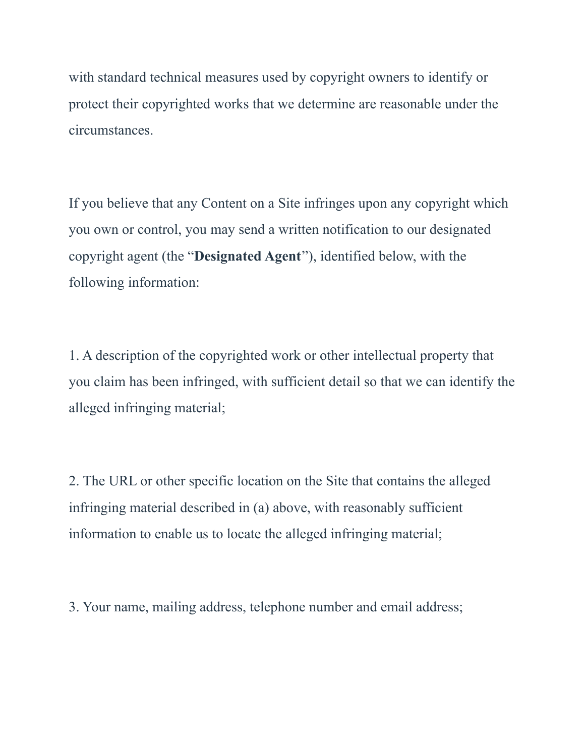with standard technical measures used by copyright owners to identify or protect their copyrighted works that we determine are reasonable under the circumstances.

If you believe that any Content on a Site infringes upon any copyright which you own or control, you may send a written notification to our designated copyright agent (the "**Designated Agent**"), identified below, with the following information:

1. A description of the copyrighted work or other intellectual property that you claim has been infringed, with sufficient detail so that we can identify the alleged infringing material;

2. The URL or other specific location on the Site that contains the alleged infringing material described in (a) above, with reasonably sufficient information to enable us to locate the alleged infringing material;

3. Your name, mailing address, telephone number and email address;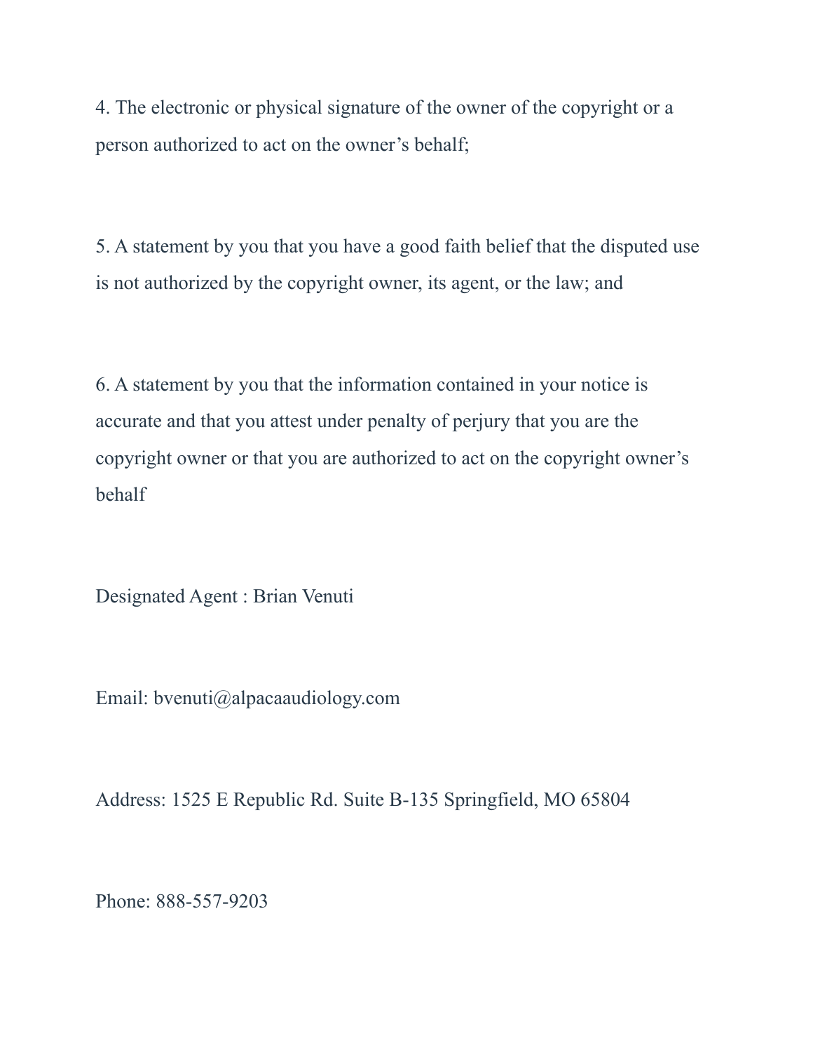4. The electronic or physical signature of the owner of the copyright or a person authorized to act on the owner's behalf;

5. A statement by you that you have a good faith belief that the disputed use is not authorized by the copyright owner, its agent, or the law; and

6. A statement by you that the information contained in your notice is accurate and that you attest under penalty of perjury that you are the copyright owner or that you are authorized to act on the copyright owner's behalf

Designated Agent : Brian Venuti

Email: bvenuti@alpacaaudiology.com

Address: 1525 E Republic Rd. Suite B-135 Springfield, MO 65804

Phone: 888-557-9203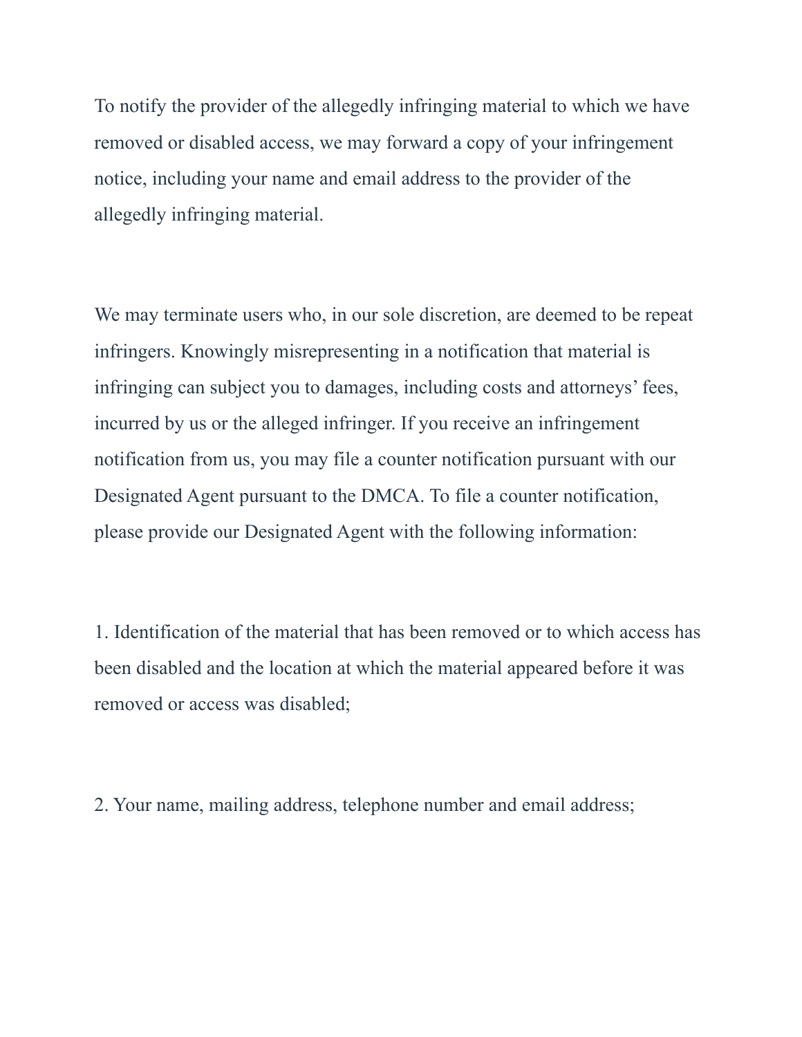To notify the provider of the allegedly infringing material to which we have removed or disabled access, we may forward a copy of your infringement notice, including your name and email address to the provider of the allegedly infringing material.

We may terminate users who, in our sole discretion, are deemed to be repeat infringers. Knowingly misrepresenting in a notification that material is infringing can subject you to damages, including costs and attorneys' fees, incurred by us or the alleged infringer. If you receive an infringement notification from us, you may file a counter notification pursuant with our Designated Agent pursuant to the DMCA. To file a counter notification, please provide our Designated Agent with the following information:

1. Identification of the material that has been removed or to which access has been disabled and the location at which the material appeared before it was removed or access was disabled;

2. Your name, mailing address, telephone number and email address;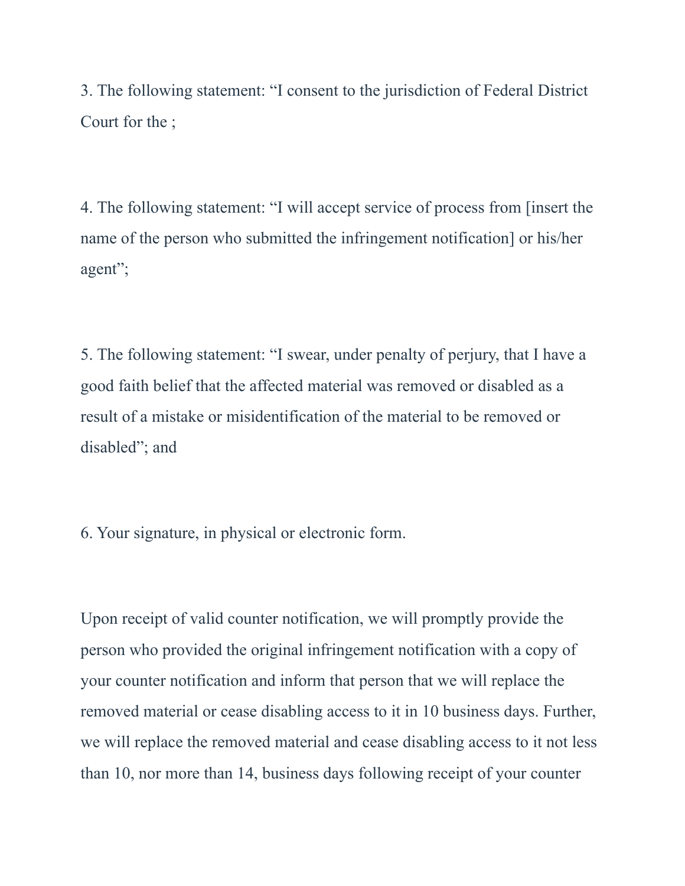3. The following statement: “I consent to the jurisdiction of Federal District Court for the ;

4. The following statement: “I will accept service of process from [insert the name of the person who submitted the infringement notification] or his/her agent”;

5. The following statement: “I swear, under penalty of perjury, that I have a good faith belief that the affected material was removed or disabled as a result of a mistake or misidentification of the material to be removed or disabled”; and

6. Your signature, in physical or electronic form.

Upon receipt of valid counter notification, we will promptly provide the person who provided the original infringement notification with a copy of your counter notification and inform that person that we will replace the removed material or cease disabling access to it in 10 business days. Further, we will replace the removed material and cease disabling access to it not less than 10, nor more than 14, business days following receipt of your counter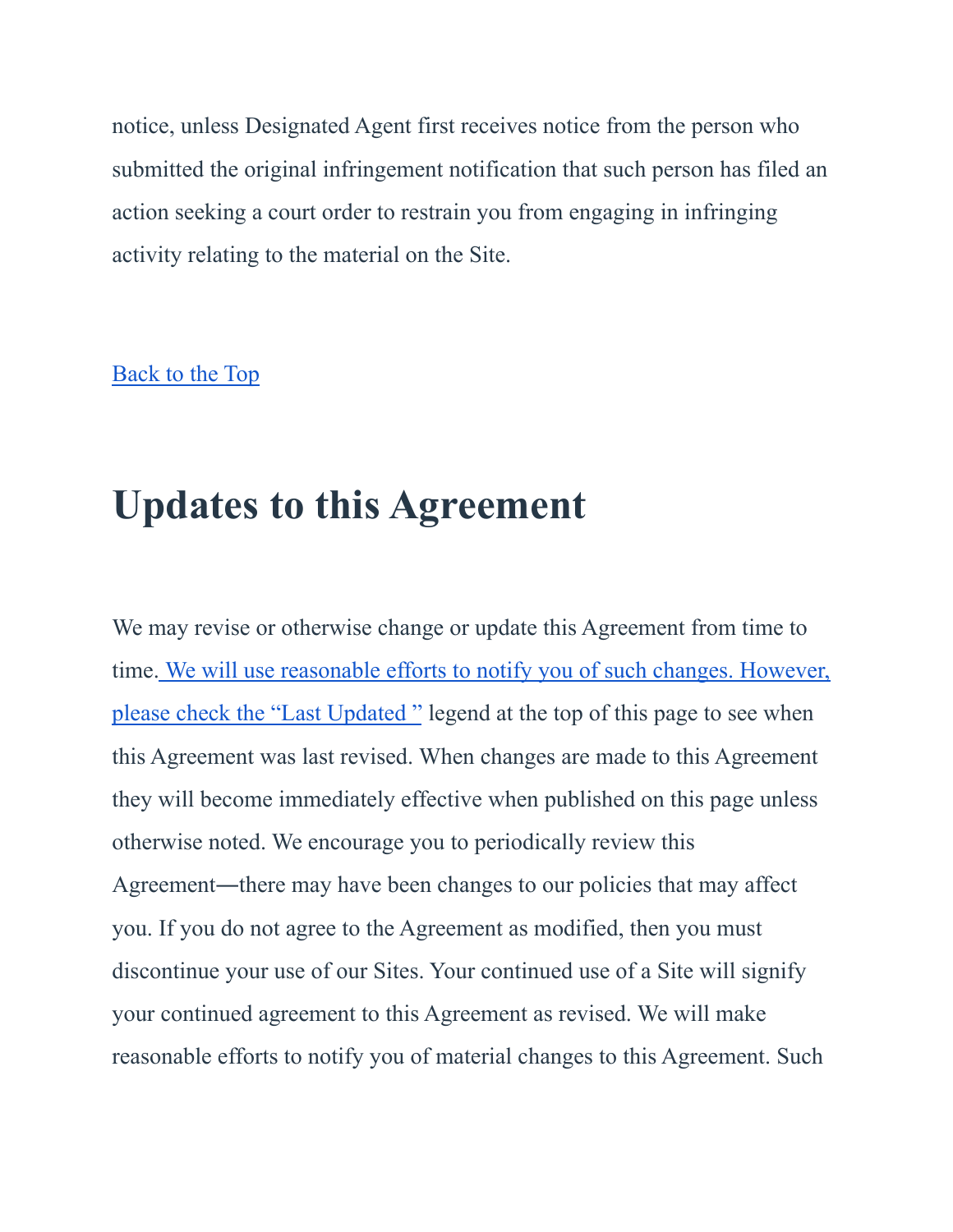notice, unless Designated Agent first receives notice from the person who submitted the original infringement notification that such person has filed an action seeking a court order to restrain you from engaging in infringing activity relating to the material on the Site.

Back to the Top

# Updates to this Agreement

We may revise or otherwise change or update this Agreement from time to time. We will use reasonable efforts to notify you of such changes. However, please check the "Last Updated " legend at the top of this page to see when this Agreement was last revised. When changes are made to this Agreement they will become immediately effective when published on this page unless otherwise noted. We encourage you to periodically review this Agreement—there may have been changes to our policies that may affect you. If you do not agree to the Agreement as modified, then you must discontinue your use of our Sites. Your continued use of a Site will signify your continued agreement to this Agreement as revised. We will make reasonable efforts to notify you of material changes to this Agreement. Such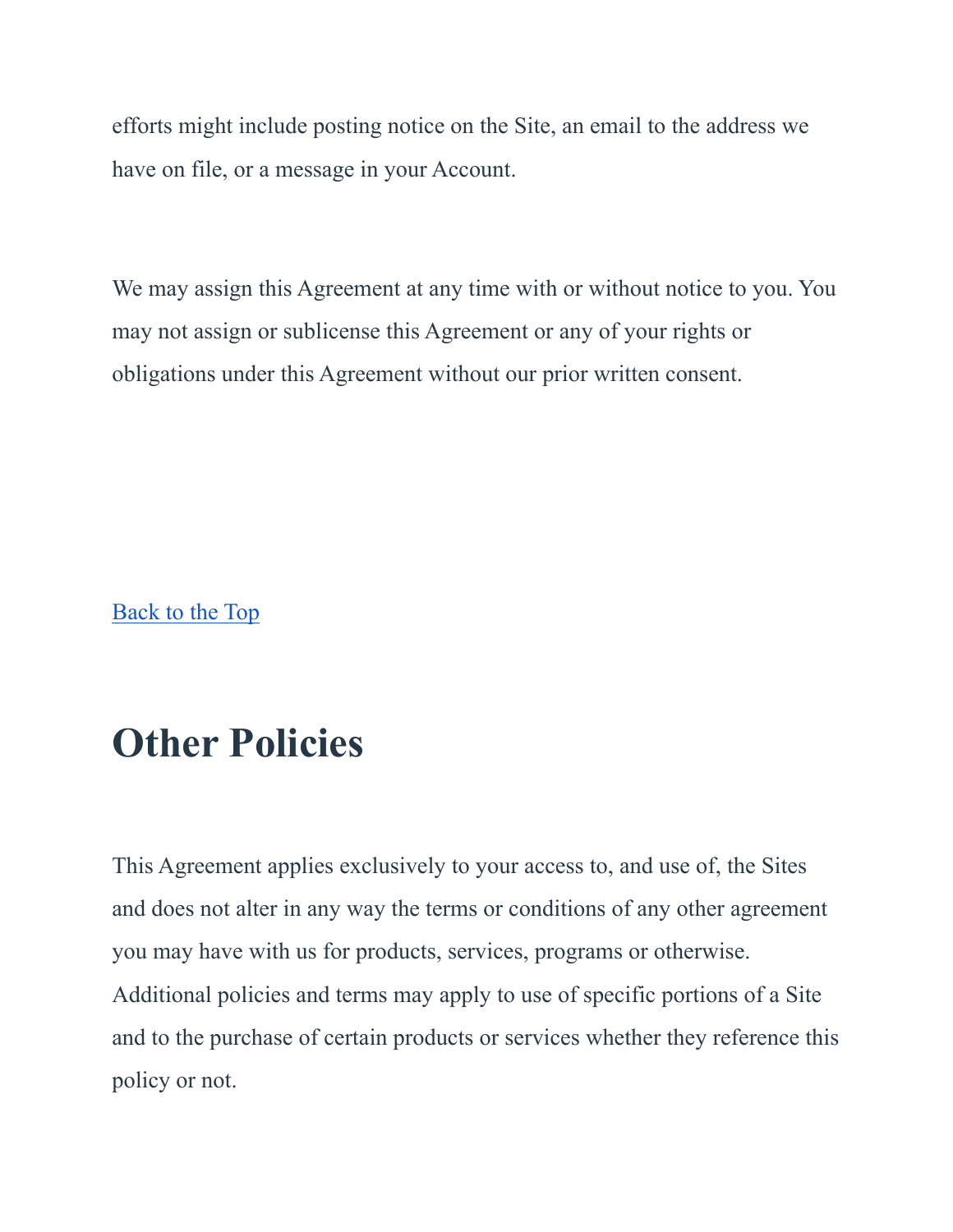efforts might include posting notice on the Site, an email to the address we have on file, or a message in your Account.

We may assign this Agreement at any time with or without notice to you. You may not assign or sublicense this Agreement or any of your rights or obligations under this Agreement without our prior written consent.

Back to the Top

# Other Policies

This Agreement applies exclusively to your access to, and use of, the Sites and does not alter in any way the terms or conditions of any other agreement you may have with us for products, services, programs or otherwise. Additional policies and terms may apply to use of specific portions of a Site and to the purchase of certain products or services whether they reference this policy or not.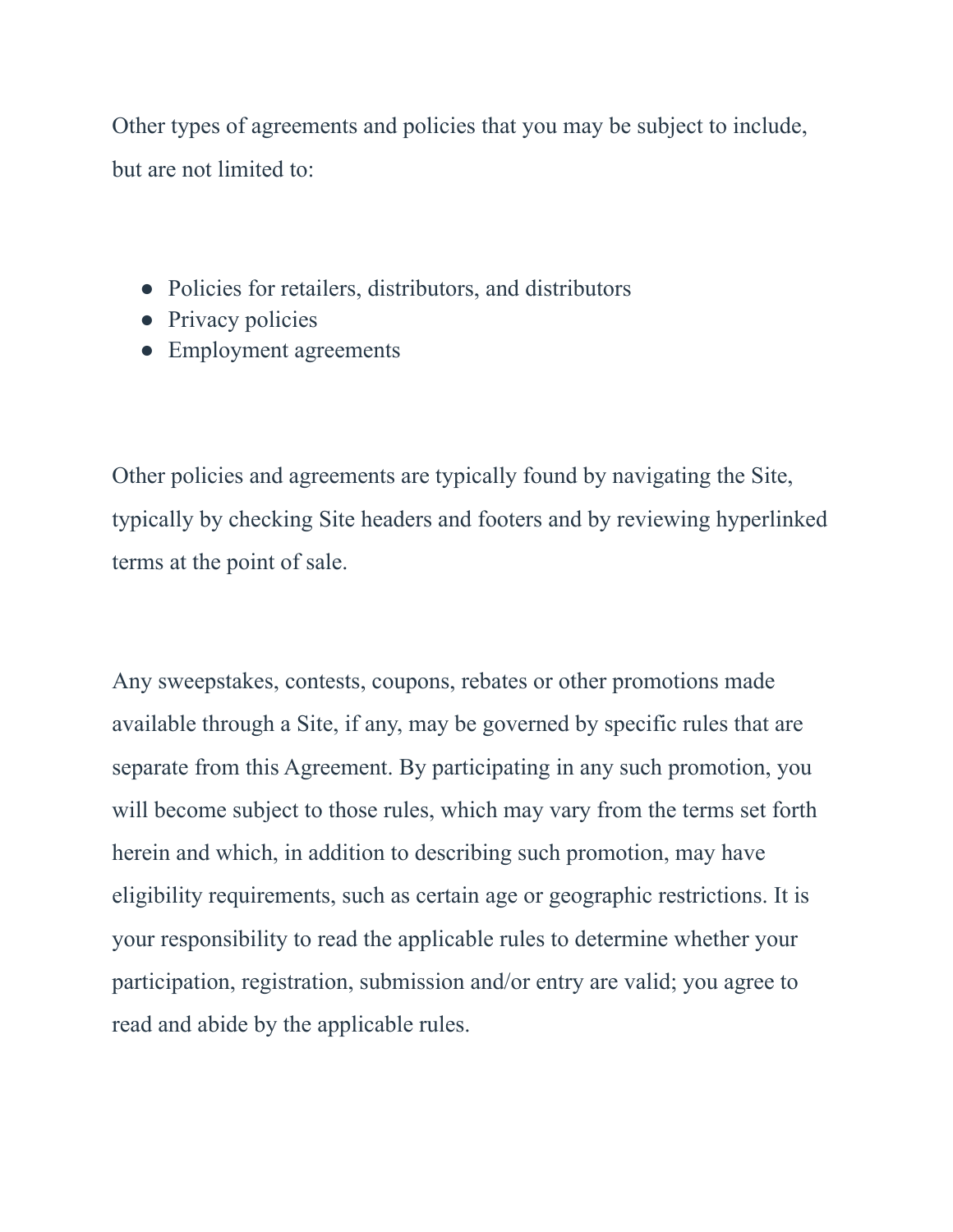Other types of agreements and policies that you may be subject to include, but are not limited to:

- Policies for retailers, distributors, and distributors
- Privacy policies
- Employment agreements

Other policies and agreements are typically found by navigating the Site, typically by checking Site headers and footers and by reviewing hyperlinked terms at the point of sale.

Any sweepstakes, contests, coupons, rebates or other promotions made available through a Site, if any, may be governed by specific rules that are separate from this Agreement. By participating in any such promotion, you will become subject to those rules, which may vary from the terms set forth herein and which, in addition to describing such promotion, may have eligibility requirements, such as certain age or geographic restrictions. It is your responsibility to read the applicable rules to determine whether your participation, registration, submission and/or entry are valid; you agree to read and abide by the applicable rules.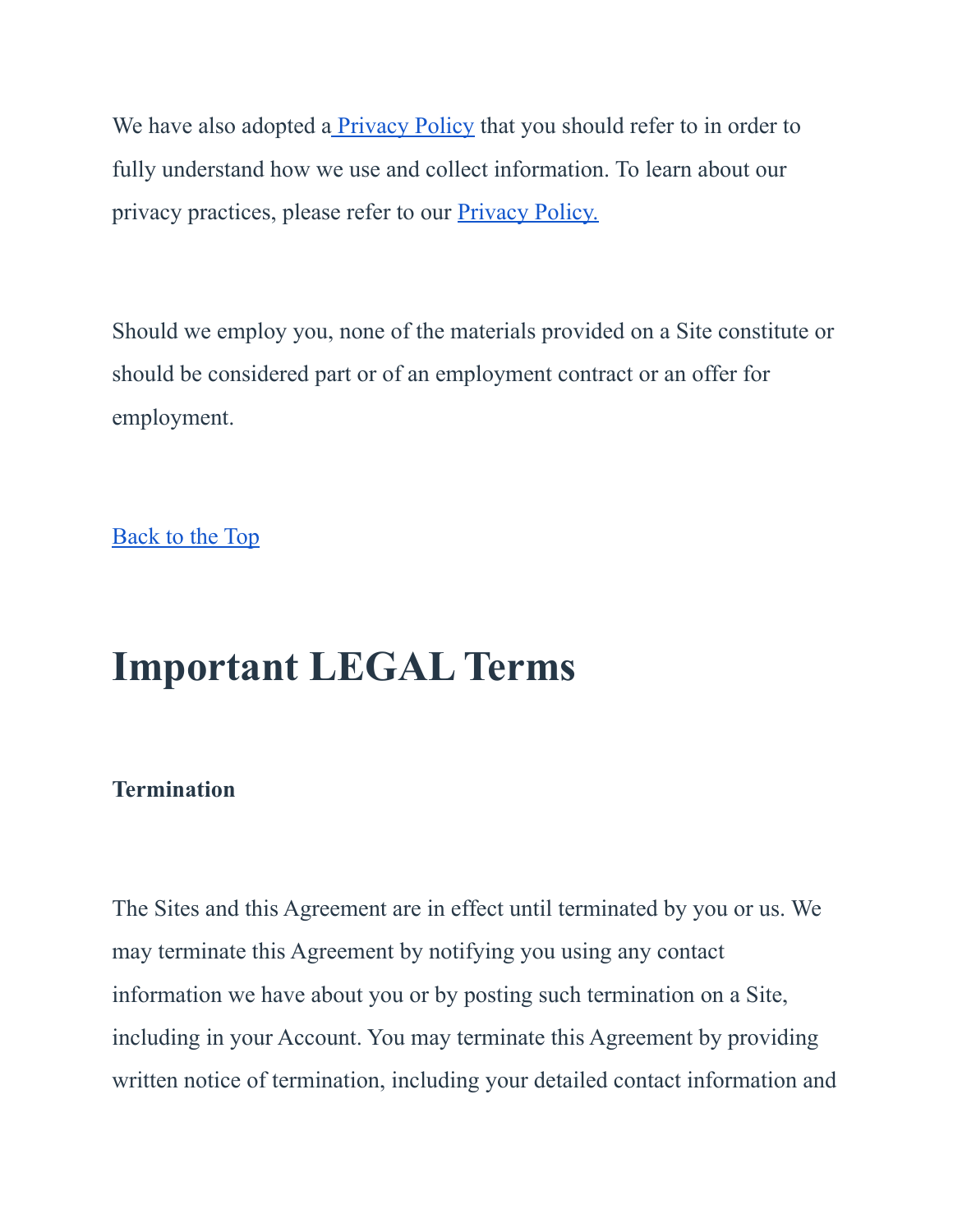We have also adopted a Privacy Policy that you should refer to in order to fully understand how we use and collect information. To learn about our privacy practices, please refer to our Privacy Policy.

Should we employ you, none of the materials provided on a Site constitute or should be considered part or of an employment contract or an offer for employment.

Back to the Top

# Important LEGAL Terms

**Termination**

The Sites and this Agreement are in effect until terminated by you or us. We may terminate this Agreement by notifying you using any contact information we have about you or by posting such termination on a Site, including in your Account. You may terminate this Agreement by providing written notice of termination, including your detailed contact information and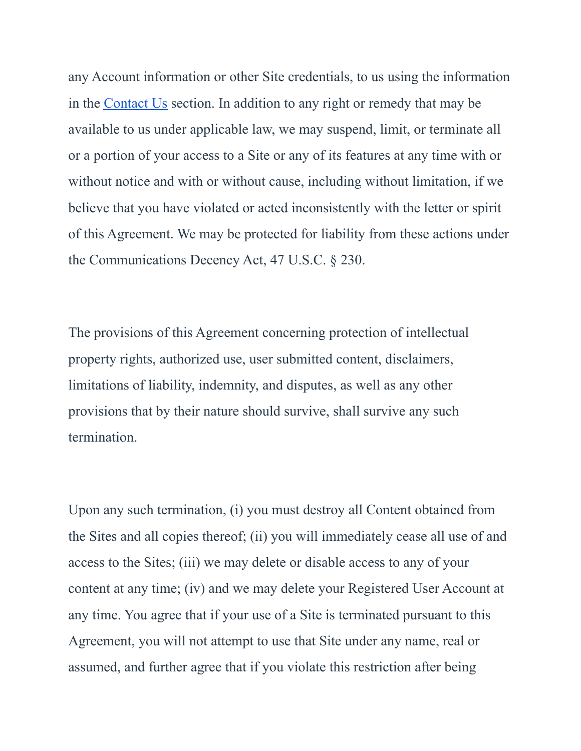any Account information or other Site credentials, to us using the information in the [Contact Us](#) section. In addition to any right or remedy that may be available to us under applicable law, we may suspend, limit, or terminate all or a portion of your access to a Site or any of its features at any time with or without notice and with or without cause, including without limitation, if we believe that you have violated or acted inconsistently with the letter or spirit of this Agreement. We may be protected for liability from these actions under the Communications Decency Act, 47 U.S.C. § 230.

The provisions of this Agreement concerning protection of intellectual property rights, authorized use, user submitted content, disclaimers, limitations of liability, indemnity, and disputes, as well as any other provisions that by their nature should survive, shall survive any such termination.

Upon any such termination, (i) you must destroy all Content obtained from the Sites and all copies thereof; (ii) you will immediately cease all use of and access to the Sites; (iii) we may delete or disable access to any of your content at any time; (iv) and we may delete your Registered User Account at any time. You agree that if your use of a Site is terminated pursuant to this Agreement, you will not attempt to use that Site under any name, real or assumed, and further agree that if you violate this restriction after being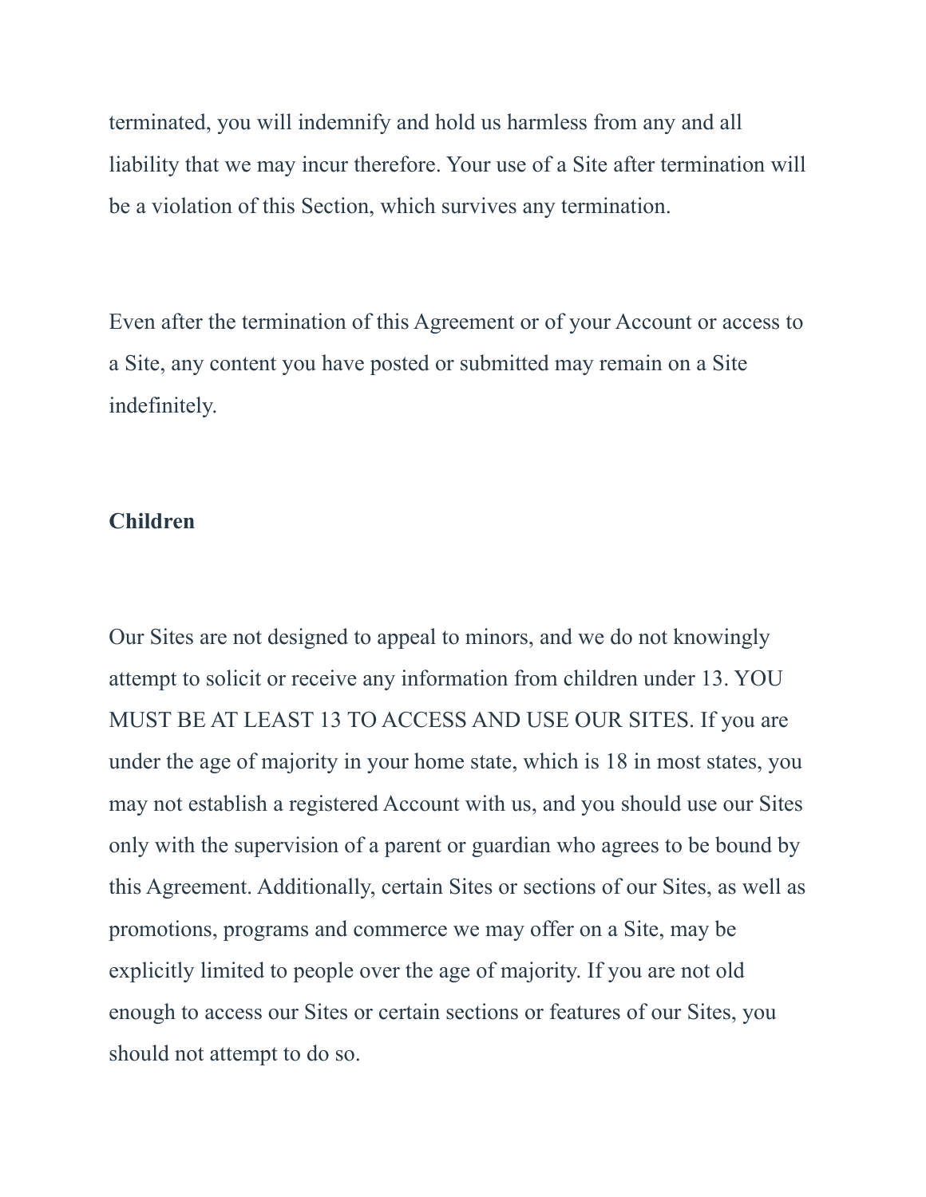terminated, you will indemnify and hold us harmless from any and all liability that we may incur therefore. Your use of a Site after termination will be a violation of this Section, which survives any termination.

Even after the termination of this Agreement or of your Account or access to a Site, any content you have posted or submitted may remain on a Site indefinitely.

**Children**

Our Sites are not designed to appeal to minors, and we do not knowingly attempt to solicit or receive any information from children under 13. YOU MUST BE AT LEAST 13 TO ACCESS AND USE OUR SITES. If you are under the age of majority in your home state, which is 18 in most states, you may not establish a registered Account with us, and you should use our Sites only with the supervision of a parent or guardian who agrees to be bound by this Agreement. Additionally, certain Sites or sections of our Sites, as well as promotions, programs and commerce we may offer on a Site, may be explicitly limited to people over the age of majority. If you are not old enough to access our Sites or certain sections or features of our Sites, you should not attempt to do so.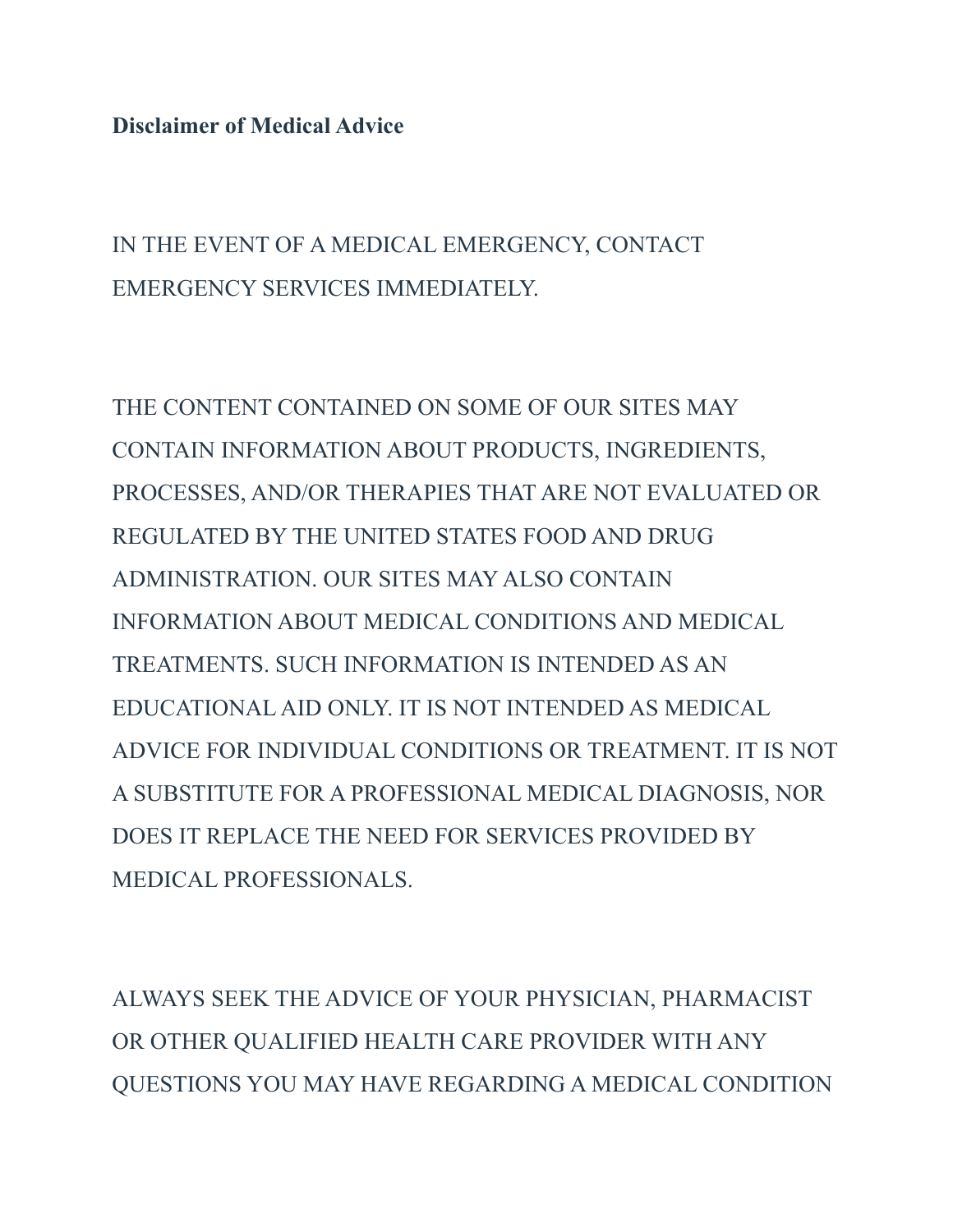**Disclaimer of Medical Advice**

IN THE EVENT OF A MEDICAL EMERGENCY, CONTACT EMERGENCY SERVICES IMMEDIATELY.

THE CONTENT CONTAINED ON SOME OF OUR SITES MAY CONTAIN INFORMATION ABOUT PRODUCTS, INGREDIENTS, PROCESSES, AND/OR THERAPIES THAT ARE NOT EVALUATED OR REGULATED BY THE UNITED STATES FOOD AND DRUG ADMINISTRATION. OUR SITES MAY ALSO CONTAIN INFORMATION ABOUT MEDICAL CONDITIONS AND MEDICAL TREATMENTS. SUCH INFORMATION IS INTENDED AS AN EDUCATIONAL AID ONLY. IT IS NOT INTENDED AS MEDICAL ADVICE FOR INDIVIDUAL CONDITIONS OR TREATMENT. IT IS NOT A SUBSTITUTE FOR A PROFESSIONAL MEDICAL DIAGNOSIS, NOR DOES IT REPLACE THE NEED FOR SERVICES PROVIDED BY MEDICAL PROFESSIONALS.

ALWAYS SEEK THE ADVICE OF YOUR PHYSICIAN, PHARMACIST OR OTHER QUALIFIED HEALTH CARE PROVIDER WITH ANY QUESTIONS YOU MAY HAVE REGARDING A MEDICAL CONDITION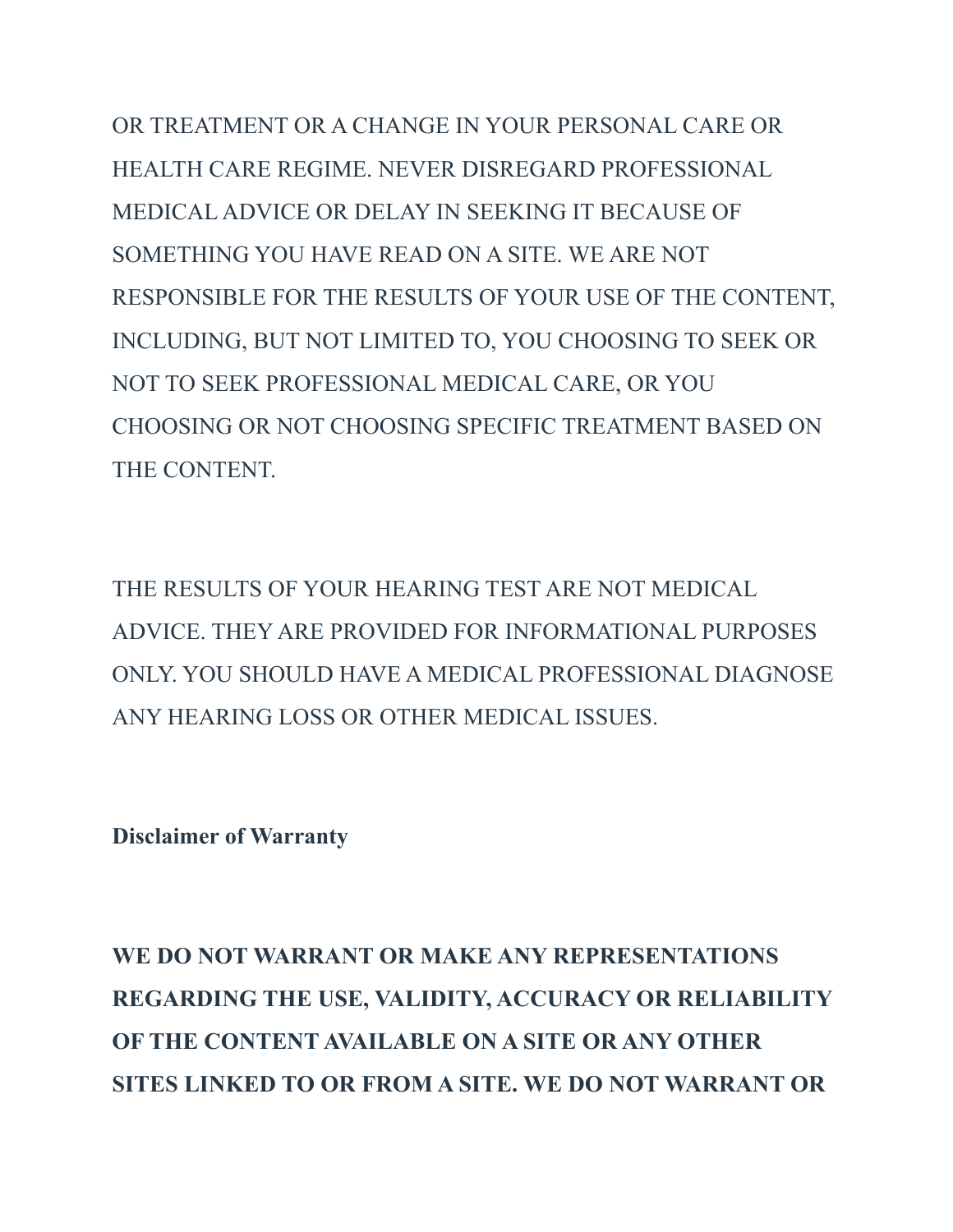OR TREATMENT OR A CHANGE IN YOUR PERSONAL CARE OR HEALTH CARE REGIME. NEVER DISREGARD PROFESSIONAL MEDICAL ADVICE OR DELAY IN SEEKING IT BECAUSE OF SOMETHING YOU HAVE READ ON A SITE. WE ARE NOT RESPONSIBLE FOR THE RESULTS OF YOUR USE OF THE CONTENT, INCLUDING, BUT NOT LIMITED TO, YOU CHOOSING TO SEEK OR NOT TO SEEK PROFESSIONAL MEDICAL CARE, OR YOU CHOOSING OR NOT CHOOSING SPECIFIC TREATMENT BASED ON THE CONTENT.

THE RESULTS OF YOUR HEARING TEST ARE NOT MEDICAL ADVICE. THEY ARE PROVIDED FOR INFORMATIONAL PURPOSES ONLY. YOU SHOULD HAVE A MEDICAL PROFESSIONAL DIAGNOSE ANY HEARING LOSS OR OTHER MEDICAL ISSUES.

**Disclaimer of Warranty**

**WE DO NOT WARRANT OR MAKE ANY REPRESENTATIONS REGARDING THE USE, VALIDITY, ACCURACY OR RELIABILITY OF THE CONTENT AVAILABLE ON A SITE OR ANY OTHER SITES LINKED TO OR FROM A SITE. WE DO NOT WARRANT OR**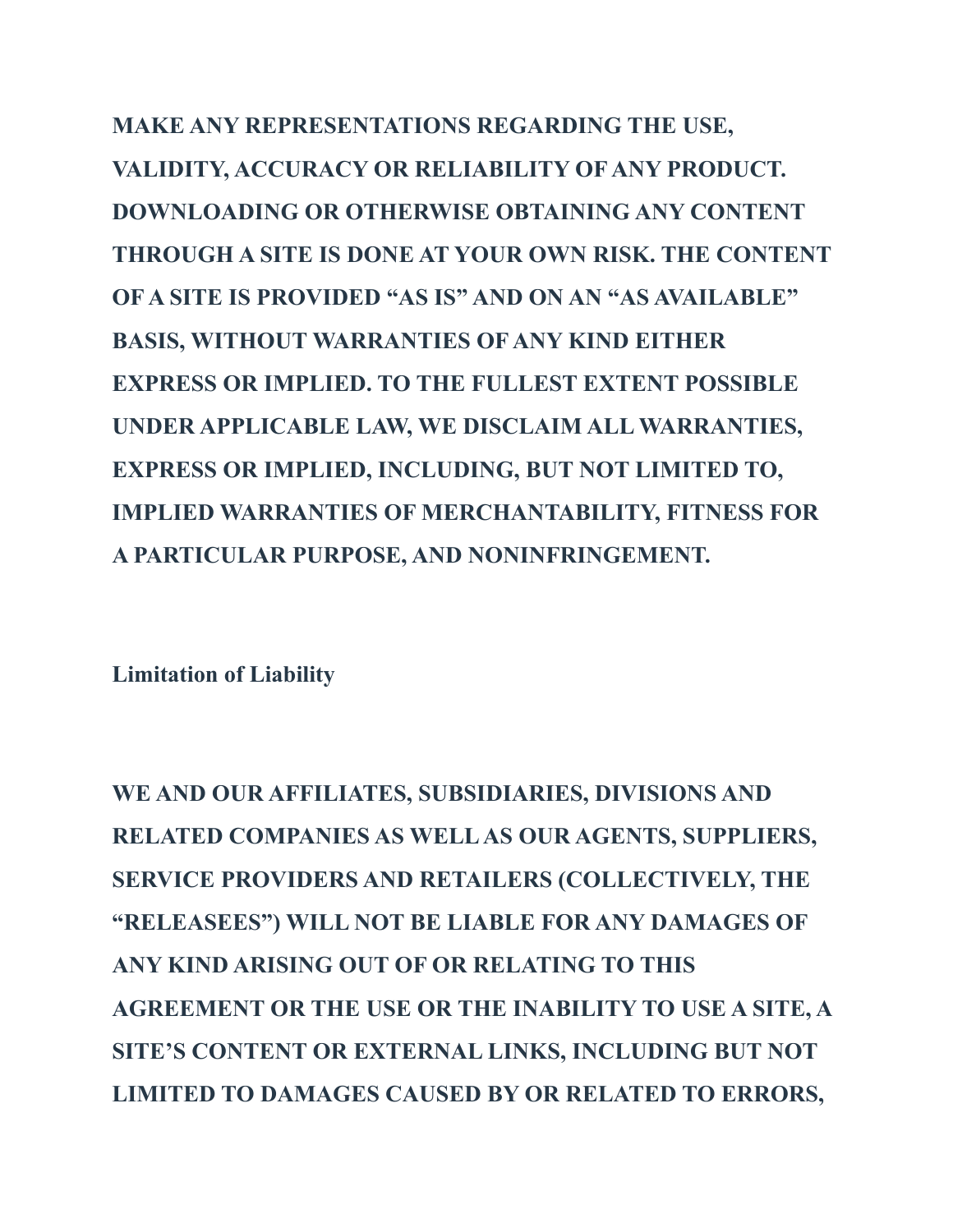**MAKE ANY REPRESENTATIONS REGARDING THE USE, VALIDITY, ACCURACY OR RELIABILITY OF ANY PRODUCT. DOWNLOADING OR OTHERWISE OBTAINING ANY CONTENT THROUGH A SITE IS DONE AT YOUR OWN RISK. THE CONTENT OF A SITE IS PROVIDED "AS IS" AND ON AN "AS AVAILABLE" BASIS, WITHOUT WARRANTIES OF ANY KIND EITHER EXPRESS OR IMPLIED. TO THE FULLEST EXTENT POSSIBLE UNDER APPLICABLE LAW, WE DISCLAIM ALL WARRANTIES, EXPRESS OR IMPLIED, INCLUDING, BUT NOT LIMITED TO, IMPLIED WARRANTIES OF MERCHANTABILITY, FITNESS FOR A PARTICULAR PURPOSE, AND NONINFRINGEMENT.**

**Limitation of Liability**

**WE AND OUR AFFILIATES, SUBSIDIARIES, DIVISIONS AND RELATED COMPANIES AS WELL AS OUR AGENTS, SUPPLIERS, SERVICE PROVIDERS AND RETAILERS (COLLECTIVELY, THE "RELEASEES") WILL NOT BE LIABLE FOR ANY DAMAGES OF ANY KIND ARISING OUT OF OR RELATING TO THIS AGREEMENT OR THE USE OR THE INABILITY TO USE A SITE, A SITE'S CONTENT OR EXTERNAL LINKS, INCLUDING BUT NOT LIMITED TO DAMAGES CAUSED BY OR RELATED TO ERRORS,**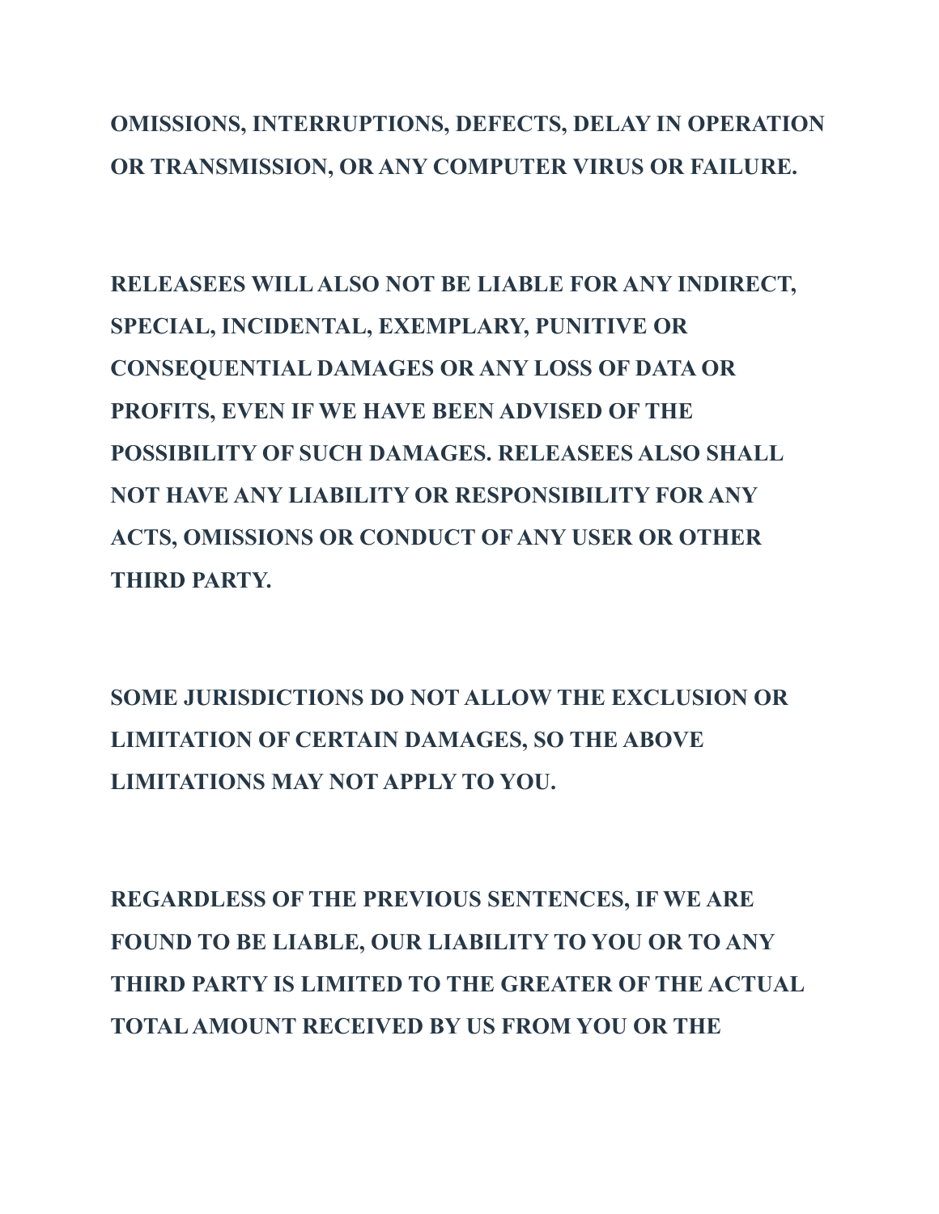**OMISSIONS, INTERRUPTIONS, DEFECTS, DELAY IN OPERATION OR TRANSMISSION, OR ANY COMPUTER VIRUS OR FAILURE.**

**RELEASEES WILL ALSO NOT BE LIABLE FOR ANY INDIRECT, SPECIAL, INCIDENTAL, EXEMPLARY, PUNITIVE OR CONSEQUENTIAL DAMAGES OR ANY LOSS OF DATA OR PROFITS, EVEN IF WE HAVE BEEN ADVISED OF THE POSSIBILITY OF SUCH DAMAGES. RELEASEES ALSO SHALL NOT HAVE ANY LIABILITY OR RESPONSIBILITY FOR ANY ACTS, OMISSIONS OR CONDUCT OF ANY USER OR OTHER THIRD PARTY.**

**SOME JURISDICTIONS DO NOT ALLOW THE EXCLUSION OR LIMITATION OF CERTAIN DAMAGES, SO THE ABOVE LIMITATIONS MAY NOT APPLY TO YOU.**

**REGARDLESS OF THE PREVIOUS SENTENCES, IF WE ARE FOUND TO BE LIABLE, OUR LIABILITY TO YOU OR TO ANY THIRD PARTY IS LIMITED TO THE GREATER OF THE ACTUAL TOTAL AMOUNT RECEIVED BY US FROM YOU OR THE**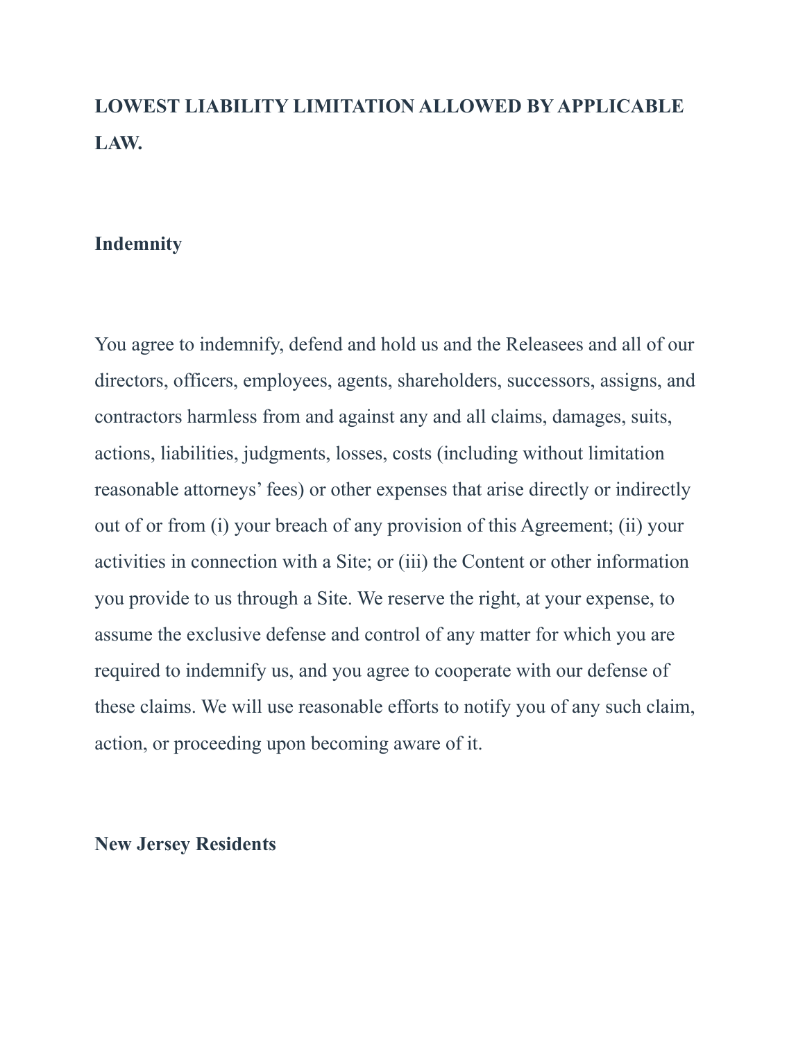**LOWEST LIABILITY LIMITATION ALLOWED BY APPLICABLE LAW.**

**Indemnity**

You agree to indemnify, defend and hold us and the Releasees and all of our directors, officers, employees, agents, shareholders, successors, assigns, and contractors harmless from and against any and all claims, damages, suits, actions, liabilities, judgments, losses, costs (including without limitation reasonable attorneys' fees) or other expenses that arise directly or indirectly out of or from (i) your breach of any provision of this Agreement; (ii) your activities in connection with a Site; or (iii) the Content or other information you provide to us through a Site. We reserve the right, at your expense, to assume the exclusive defense and control of any matter for which you are required to indemnify us, and you agree to cooperate with our defense of these claims. We will use reasonable efforts to notify you of any such claim, action, or proceeding upon becoming aware of it.

**New Jersey Residents**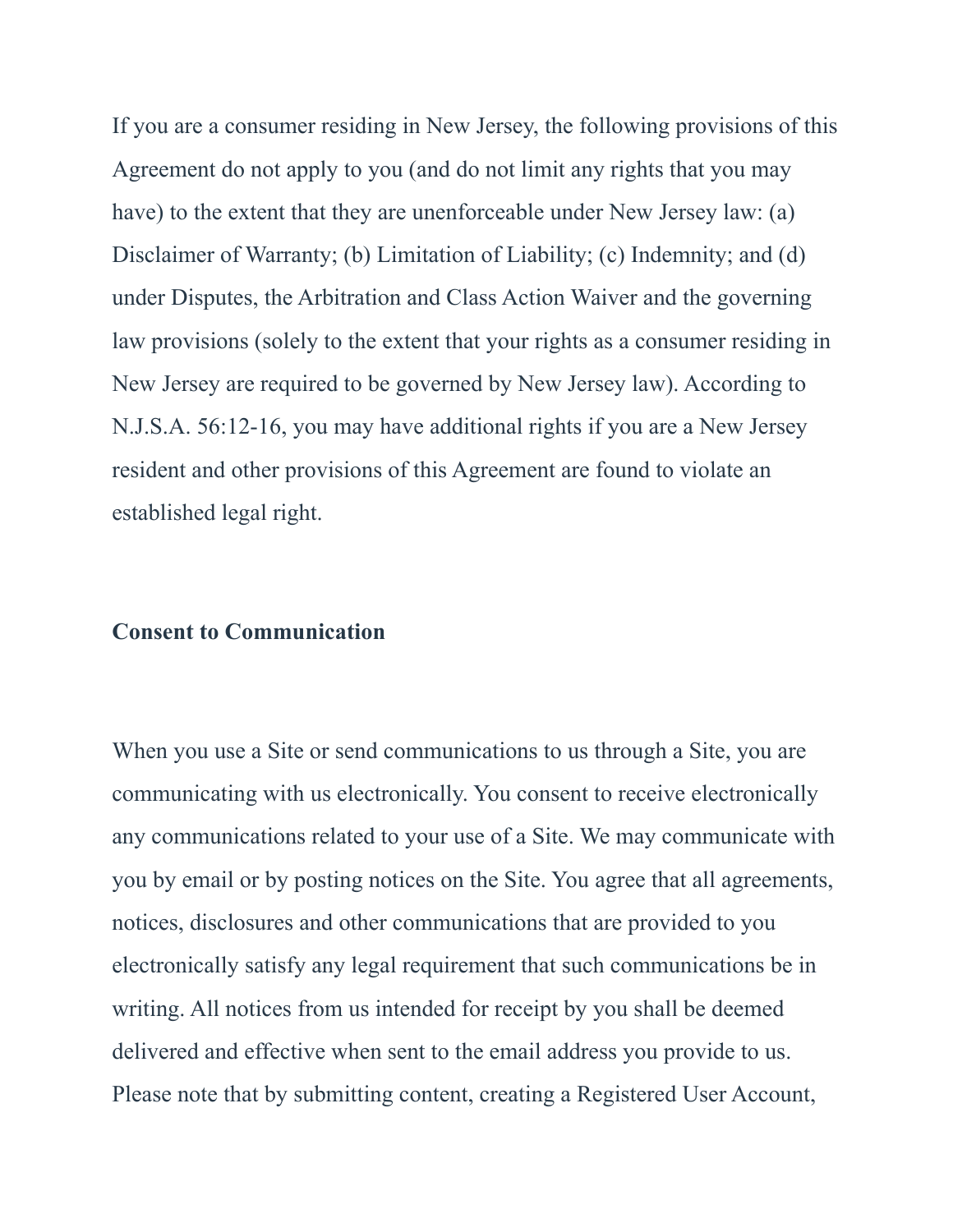If you are a consumer residing in New Jersey, the following provisions of this Agreement do not apply to you (and do not limit any rights that you may have) to the extent that they are unenforceable under New Jersey law: (a) Disclaimer of Warranty; (b) Limitation of Liability; (c) Indemnity; and (d) under Disputes, the Arbitration and Class Action Waiver and the governing law provisions (solely to the extent that your rights as a consumer residing in New Jersey are required to be governed by New Jersey law). According to N.J.S.A. 56:12-16, you may have additional rights if you are a New Jersey resident and other provisions of this Agreement are found to violate an established legal right.

**Consent to Communication**

When you use a Site or send communications to us through a Site, you are communicating with us electronically. You consent to receive electronically any communications related to your use of a Site. We may communicate with you by email or by posting notices on the Site. You agree that all agreements, notices, disclosures and other communications that are provided to you electronically satisfy any legal requirement that such communications be in writing. All notices from us intended for receipt by you shall be deemed delivered and effective when sent to the email address you provide to us. Please note that by submitting content, creating a Registered User Account,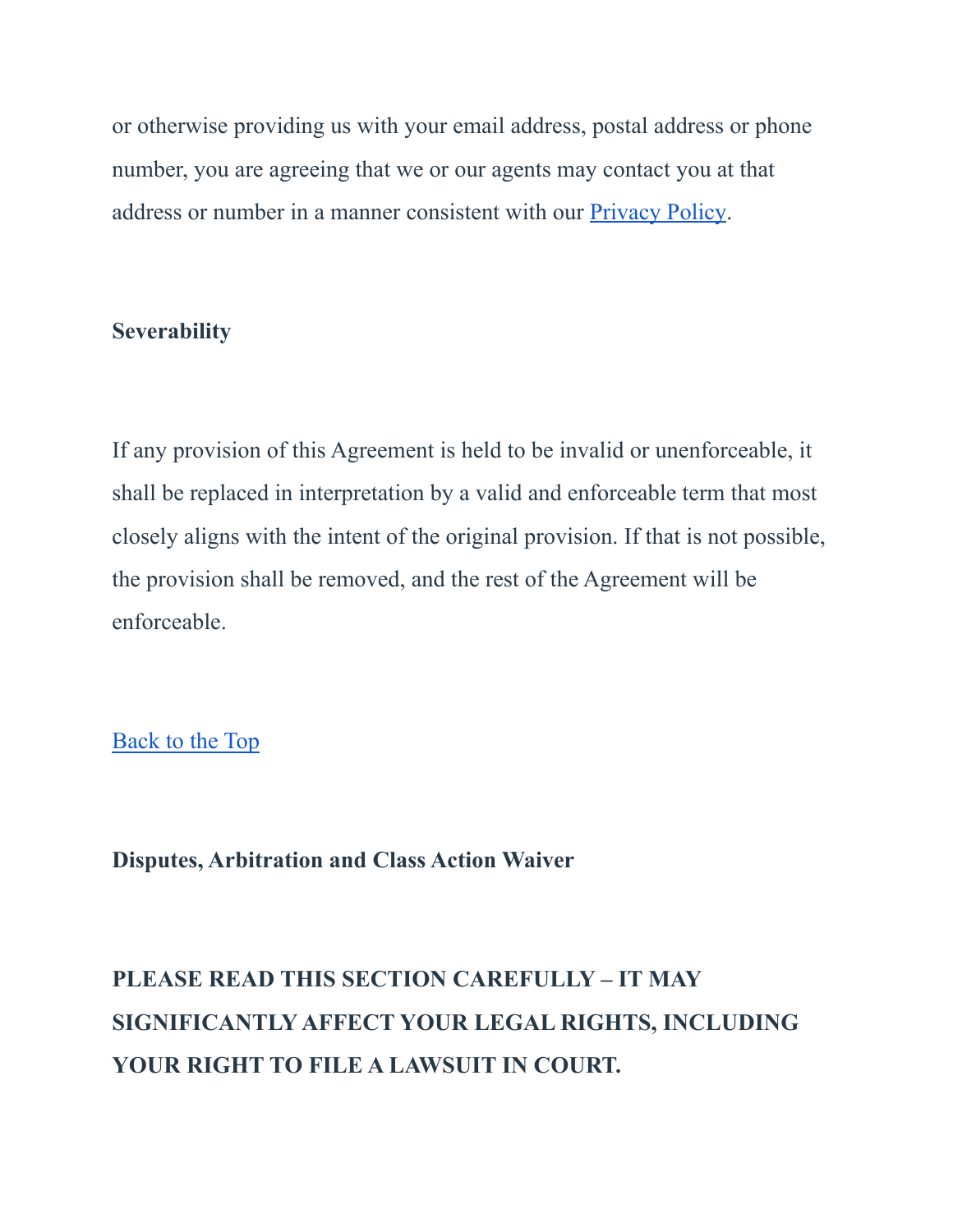or otherwise providing us with your email address, postal address or phone number, you are agreeing that we or our agents may contact you at that address or number in a manner consistent with our Privacy Policy.

**Severability**

If any provision of this Agreement is held to be invalid or unenforceable, it shall be replaced in interpretation by a valid and enforceable term that most closely aligns with the intent of the original provision. If that is not possible, the provision shall be removed, and the rest of the Agreement will be enforceable.

Back to the Top

**Disputes, Arbitration and Class Action Waiver**

**PLEASE READ THIS SECTION CAREFULLY – IT MAY SIGNIFICANTLY AFFECT YOUR LEGAL RIGHTS, INCLUDING YOUR RIGHT TO FILE A LAWSUIT IN COURT.**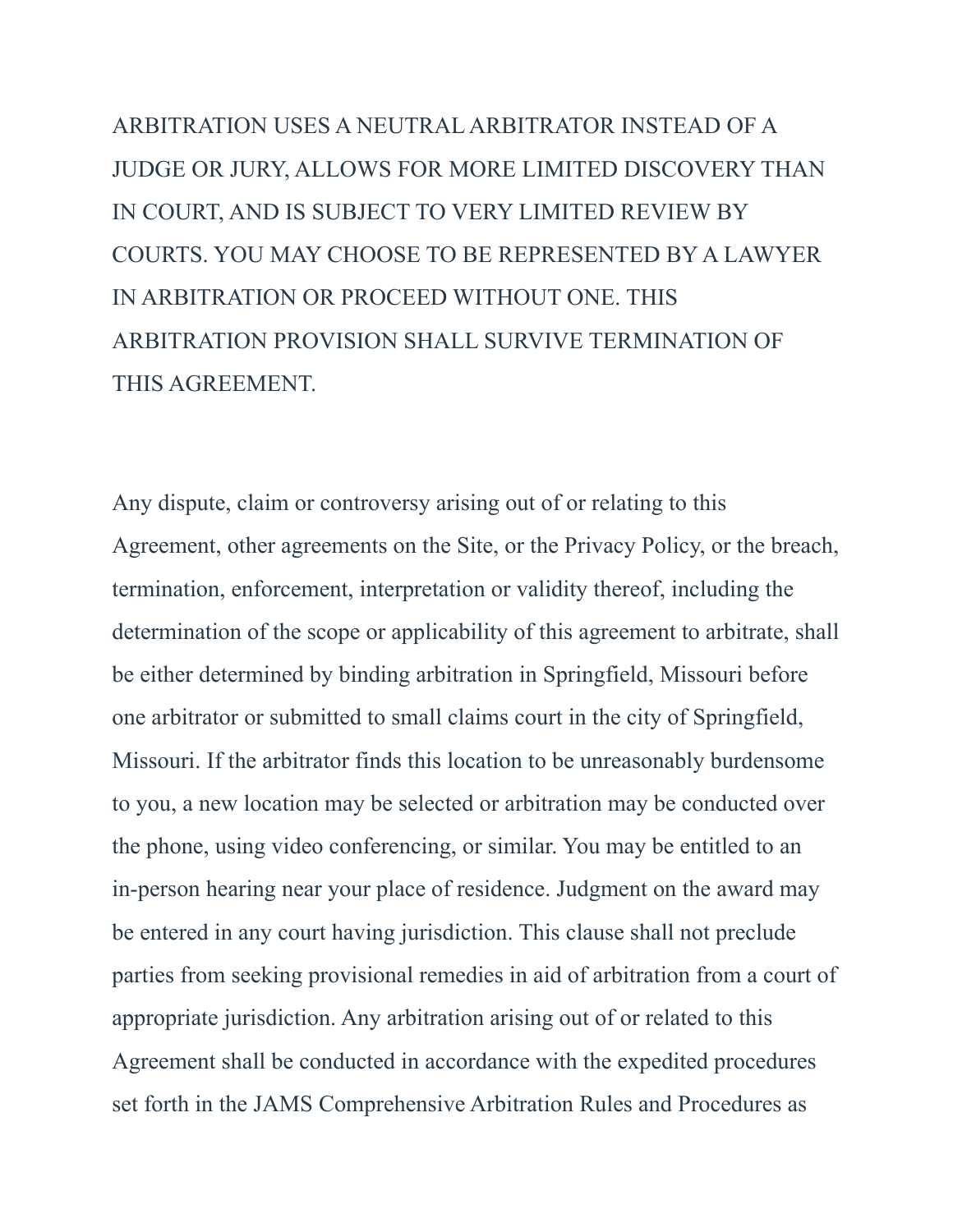ARBITRATION USES A NEUTRAL ARBITRATOR INSTEAD OF A JUDGE OR JURY, ALLOWS FOR MORE LIMITED DISCOVERY THAN IN COURT, AND IS SUBJECT TO VERY LIMITED REVIEW BY COURTS. YOU MAY CHOOSE TO BE REPRESENTED BY A LAWYER IN ARBITRATION OR PROCEED WITHOUT ONE. THIS ARBITRATION PROVISION SHALL SURVIVE TERMINATION OF THIS AGREEMENT.

Any dispute, claim or controversy arising out of or relating to this Agreement, other agreements on the Site, or the Privacy Policy, or the breach, termination, enforcement, interpretation or validity thereof, including the determination of the scope or applicability of this agreement to arbitrate, shall be either determined by binding arbitration in Springfield, Missouri before one arbitrator or submitted to small claims court in the city of Springfield, Missouri. If the arbitrator finds this location to be unreasonably burdensome to you, a new location may be selected or arbitration may be conducted over the phone, using video conferencing, or similar. You may be entitled to an in-person hearing near your place of residence. Judgment on the award may be entered in any court having jurisdiction. This clause shall not preclude parties from seeking provisional remedies in aid of arbitration from a court of appropriate jurisdiction. Any arbitration arising out of or related to this Agreement shall be conducted in accordance with the expedited procedures set forth in the JAMS Comprehensive Arbitration Rules and Procedures as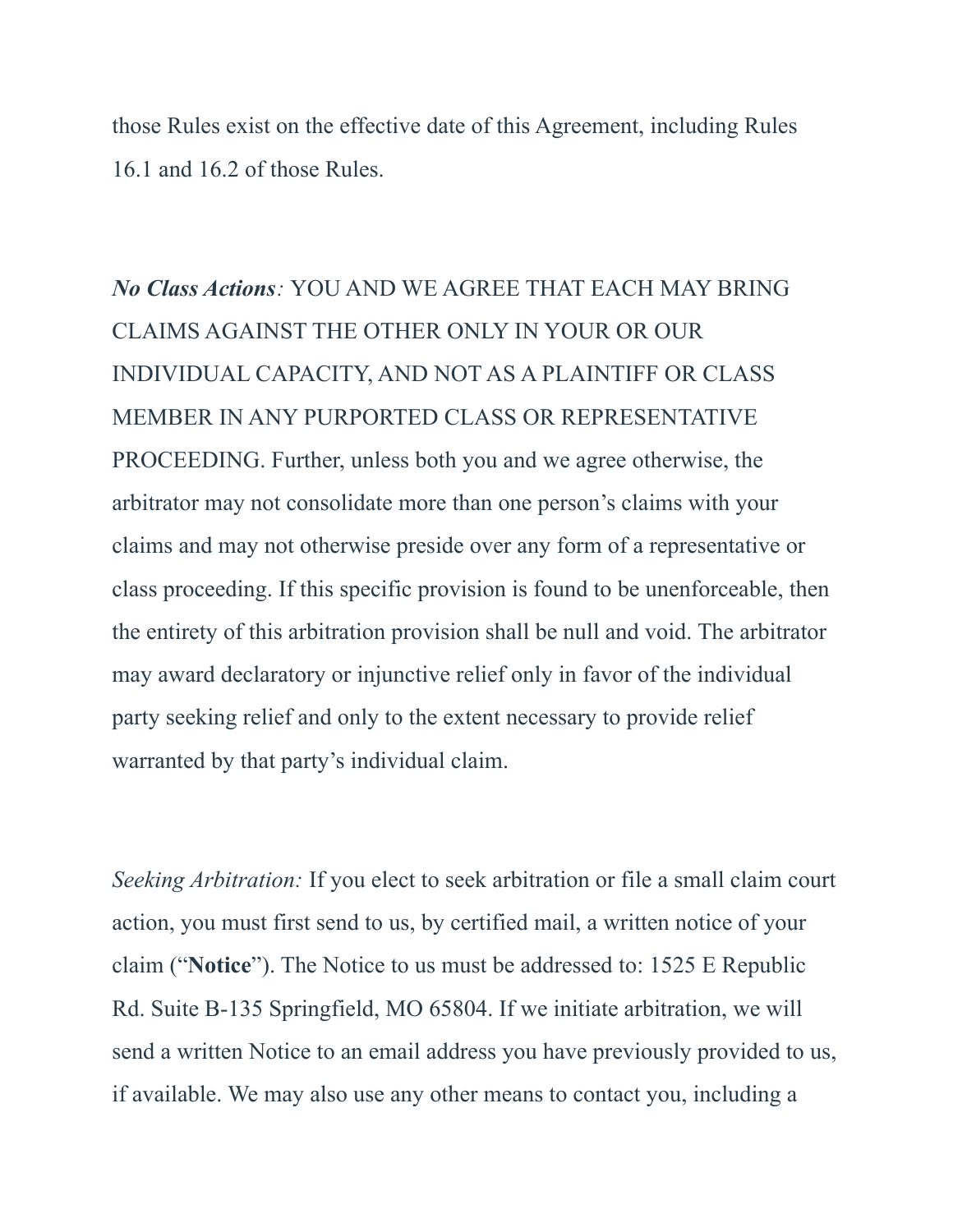those Rules exist on the effective date of this Agreement, including Rules 16.1 and 16.2 of those Rules.

***No Class Actions****:* YOU AND WE AGREE THAT EACH MAY BRING CLAIMS AGAINST THE OTHER ONLY IN YOUR OR OUR INDIVIDUAL CAPACITY, AND NOT AS A PLAINTIFF OR CLASS MEMBER IN ANY PURPORTED CLASS OR REPRESENTATIVE PROCEEDING. Further, unless both you and we agree otherwise, the arbitrator may not consolidate more than one person's claims with your claims and may not otherwise preside over any form of a representative or class proceeding. If this specific provision is found to be unenforceable, then the entirety of this arbitration provision shall be null and void. The arbitrator may award declaratory or injunctive relief only in favor of the individual party seeking relief and only to the extent necessary to provide relief warranted by that party's individual claim.

*Seeking Arbitration:* If you elect to seek arbitration or file a small claim court action, you must first send to us, by certified mail, a written notice of your claim ("**Notice**"). The Notice to us must be addressed to: 1525 E Republic Rd. Suite B-135 Springfield, MO 65804. If we initiate arbitration, we will send a written Notice to an email address you have previously provided to us, if available. We may also use any other means to contact you, including a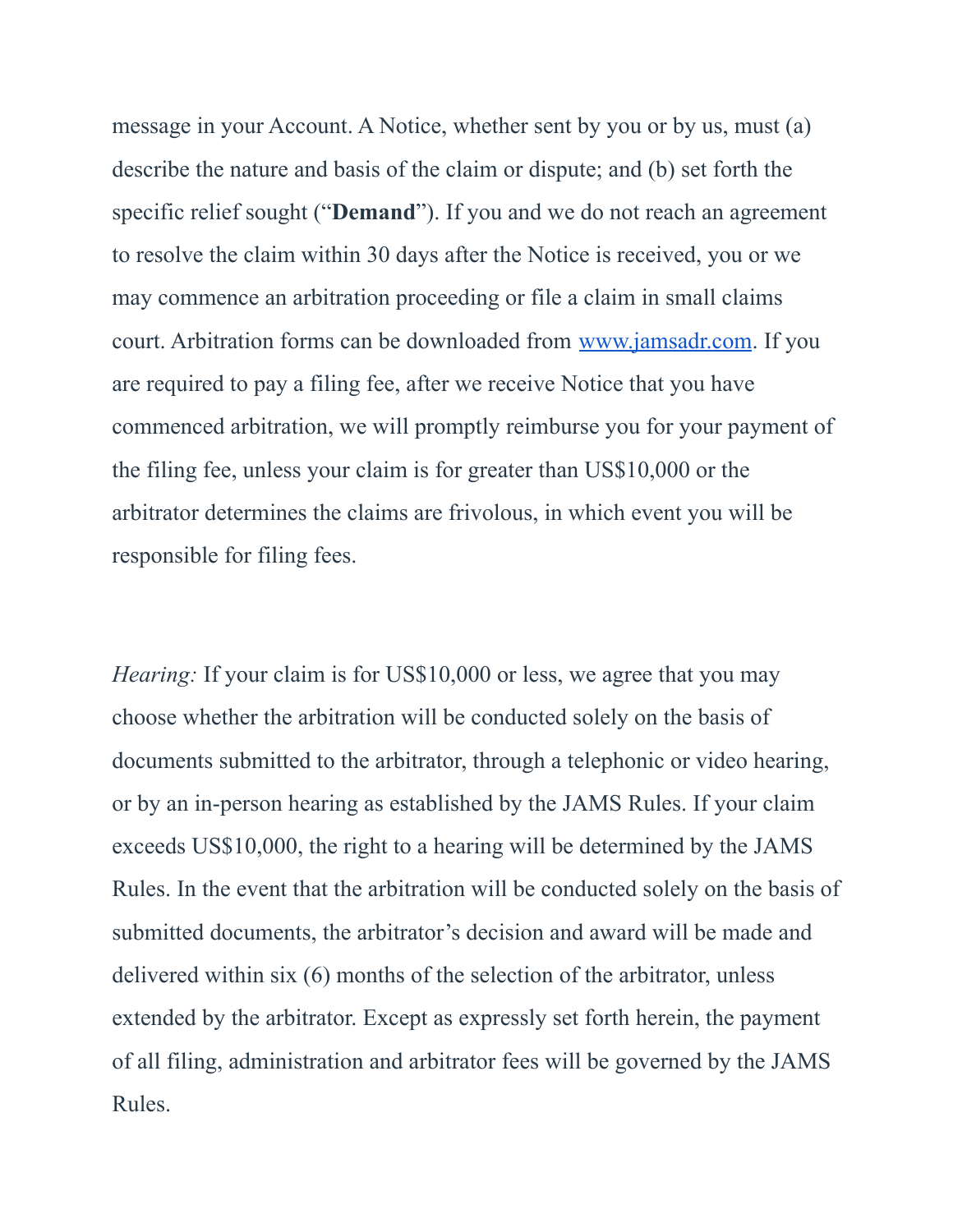message in your Account. A Notice, whether sent by you or by us, must (a) describe the nature and basis of the claim or dispute; and (b) set forth the specific relief sought ("**Demand**"). If you and we do not reach an agreement to resolve the claim within 30 days after the Notice is received, you or we may commence an arbitration proceeding or file a claim in small claims court. Arbitration forms can be downloaded from [www.jamsadr.com](http://www.jamsadr.com). If you are required to pay a filing fee, after we receive Notice that you have commenced arbitration, we will promptly reimburse you for your payment of the filing fee, unless your claim is for greater than US$10,000 or the arbitrator determines the claims are frivolous, in which event you will be responsible for filing fees.

*Hearing:* If your claim is for US$10,000 or less, we agree that you may choose whether the arbitration will be conducted solely on the basis of documents submitted to the arbitrator, through a telephonic or video hearing, or by an in-person hearing as established by the JAMS Rules. If your claim exceeds US$10,000, the right to a hearing will be determined by the JAMS Rules. In the event that the arbitration will be conducted solely on the basis of submitted documents, the arbitrator's decision and award will be made and delivered within six (6) months of the selection of the arbitrator, unless extended by the arbitrator. Except as expressly set forth herein, the payment of all filing, administration and arbitrator fees will be governed by the JAMS Rules.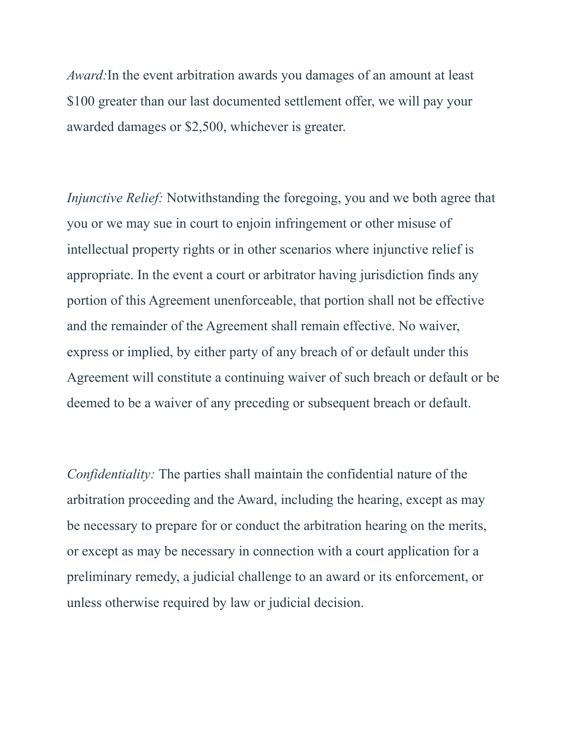*Award:*In the event arbitration awards you damages of an amount at least $100 greater than our last documented settlement offer, we will pay your awarded damages or $2,500, whichever is greater.

*Injunctive Relief:* Notwithstanding the foregoing, you and we both agree that you or we may sue in court to enjoin infringement or other misuse of intellectual property rights or in other scenarios where injunctive relief is appropriate. In the event a court or arbitrator having jurisdiction finds any portion of this Agreement unenforceable, that portion shall not be effective and the remainder of the Agreement shall remain effective. No waiver, express or implied, by either party of any breach of or default under this Agreement will constitute a continuing waiver of such breach or default or be deemed to be a waiver of any preceding or subsequent breach or default.

*Confidentiality:* The parties shall maintain the confidential nature of the arbitration proceeding and the Award, including the hearing, except as may be necessary to prepare for or conduct the arbitration hearing on the merits, or except as may be necessary in connection with a court application for a preliminary remedy, a judicial challenge to an award or its enforcement, or unless otherwise required by law or judicial decision.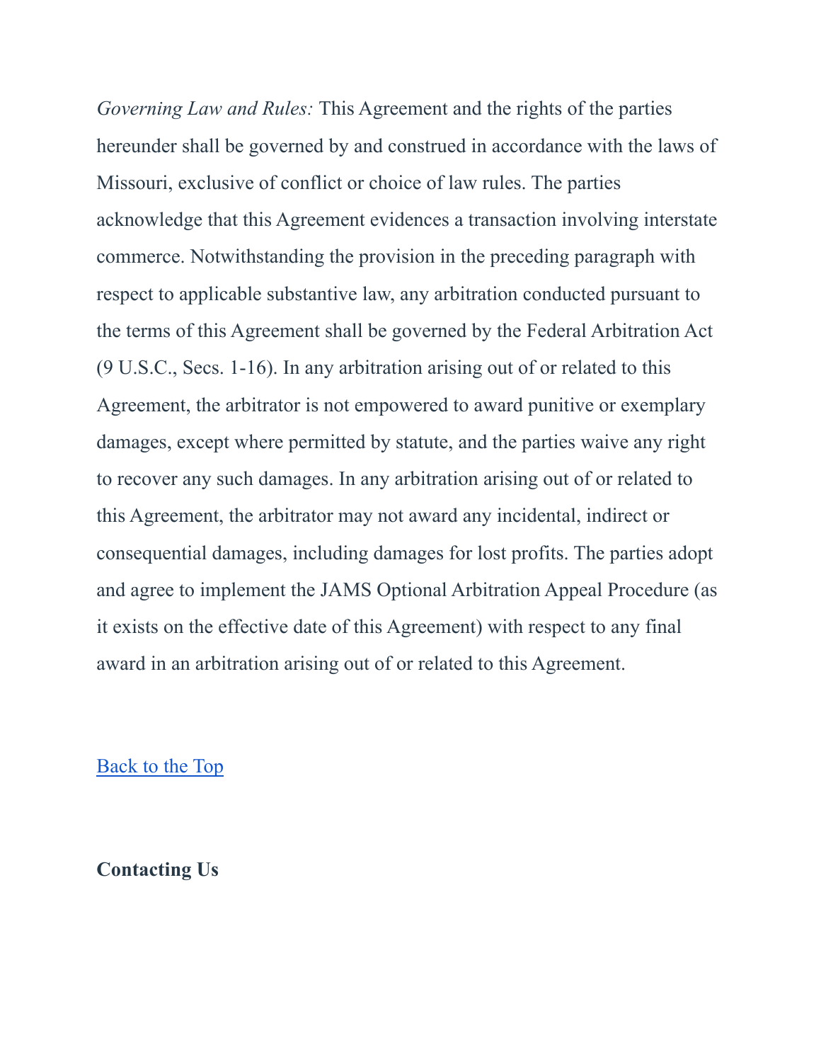*Governing Law and Rules:* This Agreement and the rights of the parties hereunder shall be governed by and construed in accordance with the laws of Missouri, exclusive of conflict or choice of law rules. The parties acknowledge that this Agreement evidences a transaction involving interstate commerce. Notwithstanding the provision in the preceding paragraph with respect to applicable substantive law, any arbitration conducted pursuant to the terms of this Agreement shall be governed by the Federal Arbitration Act (9 U.S.C., Secs. 1-16). In any arbitration arising out of or related to this Agreement, the arbitrator is not empowered to award punitive or exemplary damages, except where permitted by statute, and the parties waive any right to recover any such damages. In any arbitration arising out of or related to this Agreement, the arbitrator may not award any incidental, indirect or consequential damages, including damages for lost profits. The parties adopt and agree to implement the JAMS Optional Arbitration Appeal Procedure (as it exists on the effective date of this Agreement) with respect to any final award in an arbitration arising out of or related to this Agreement.

Back to the Top

**Contacting Us**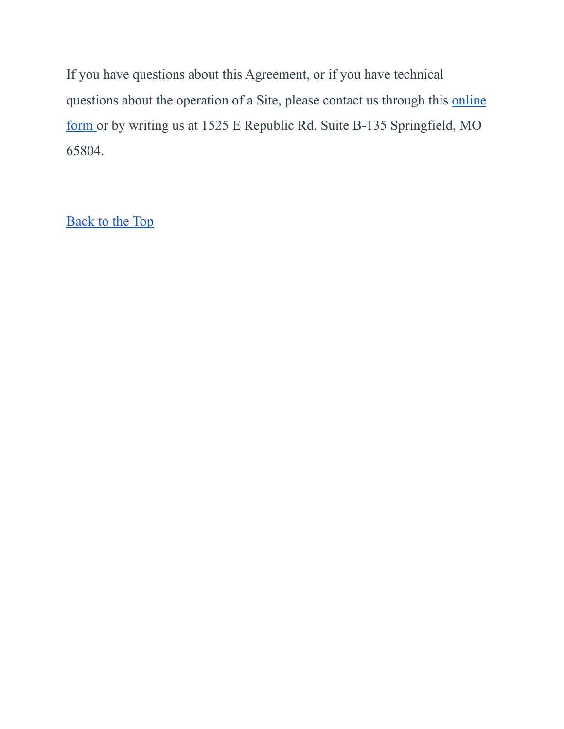If you have questions about this Agreement, or if you have technical questions about the operation of a Site, please contact us through this online form or by writing us at 1525 E Republic Rd. Suite B-135 Springfield, MO 65804.

Back to the Top